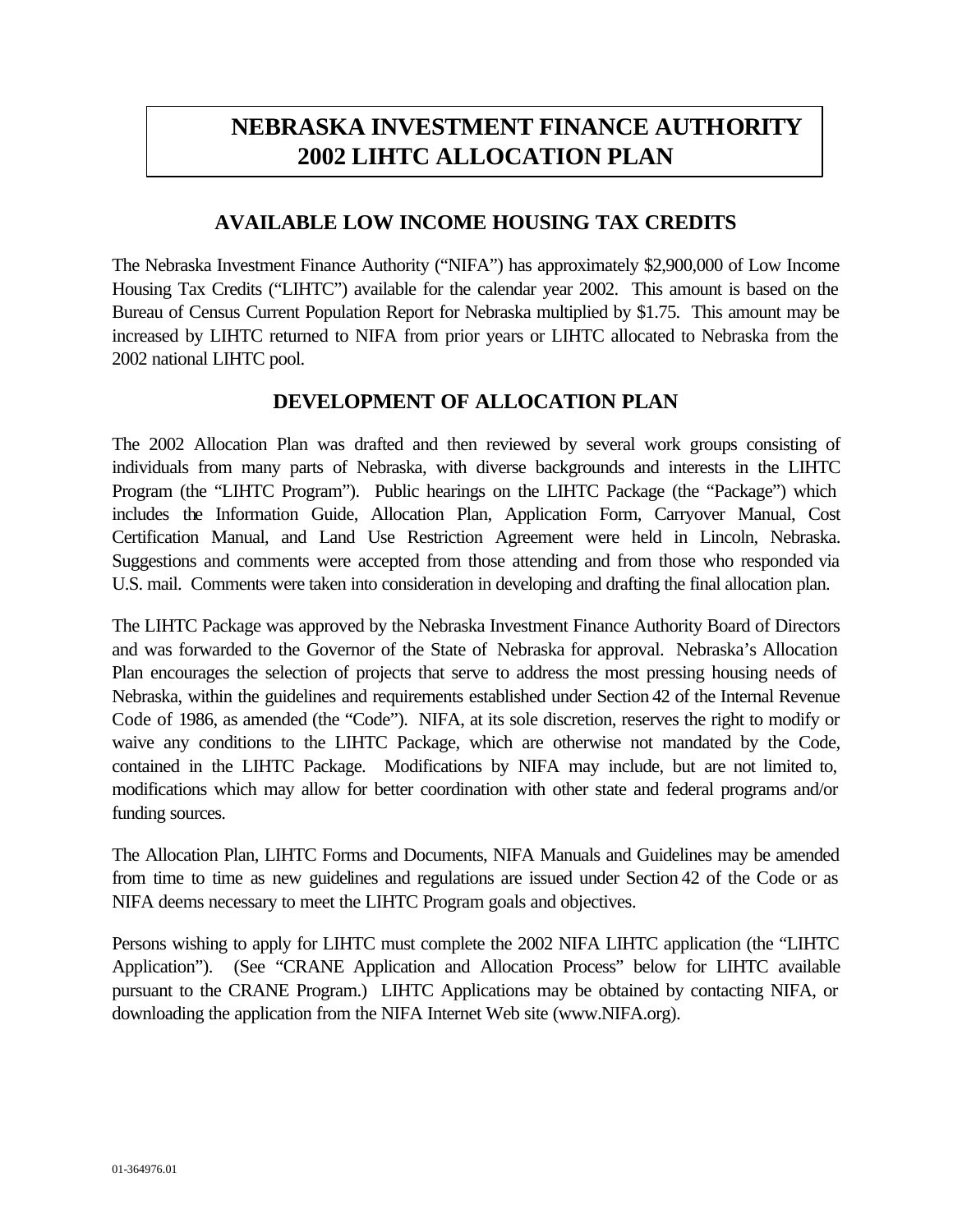# NEBRASKA INVESTMENT FINANCE AUTHORITY 2002 LIHTC ALLOCATION PLAN

## AVAILABLE LOW INCOME HOUSING TAX CREDITS

The Nebraska Investment Finance Authority ("NIFA") has approximately $2,900,000 of Low Income Housing Tax Credits ("LIHTC") available for the calendar year 2002. This amount is based on the Bureau of Census Current Population Report for Nebraska multiplied by $1.75. This amount may be increased by LIHTC returned to NIFA from prior years or LIHTC allocated to Nebraska from the 2002 national LIHTC pool.

## DEVELOPMENT OF ALLOCATION PLAN

The 2002 Allocation Plan was drafted and then reviewed by several work groups consisting of individuals from many parts of Nebraska, with diverse backgrounds and interests in the LIHTC Program (the "LIHTC Program"). Public hearings on the LIHTC Package (the "Package") which includes the Information Guide, Allocation Plan, Application Form, Carryover Manual, Cost Certification Manual, and Land Use Restriction Agreement were held in Lincoln, Nebraska. Suggestions and comments were accepted from those attending and from those who responded via U.S. mail. Comments were taken into consideration in developing and drafting the final allocation plan.

The LIHTC Package was approved by the Nebraska Investment Finance Authority Board of Directors and was forwarded to the Governor of the State of Nebraska for approval. Nebraska's Allocation Plan encourages the selection of projects that serve to address the most pressing housing needs of Nebraska, within the guidelines and requirements established under Section 42 of the Internal Revenue Code of 1986, as amended (the "Code"). NIFA, at its sole discretion, reserves the right to modify or waive any conditions to the LIHTC Package, which are otherwise not mandated by the Code, contained in the LIHTC Package. Modifications by NIFA may include, but are not limited to, modifications which may allow for better coordination with other state and federal programs and/or funding sources.

The Allocation Plan, LIHTC Forms and Documents, NIFA Manuals and Guidelines may be amended from time to time as new guidelines and regulations are issued under Section 42 of the Code or as NIFA deems necessary to meet the LIHTC Program goals and objectives.

Persons wishing to apply for LIHTC must complete the 2002 NIFA LIHTC application (the "LIHTC Application"). (See "CRANE Application and Allocation Process" below for LIHTC available pursuant to the CRANE Program.) LIHTC Applications may be obtained by contacting NIFA, or downloading the application from the NIFA Internet Web site (www.NIFA.org).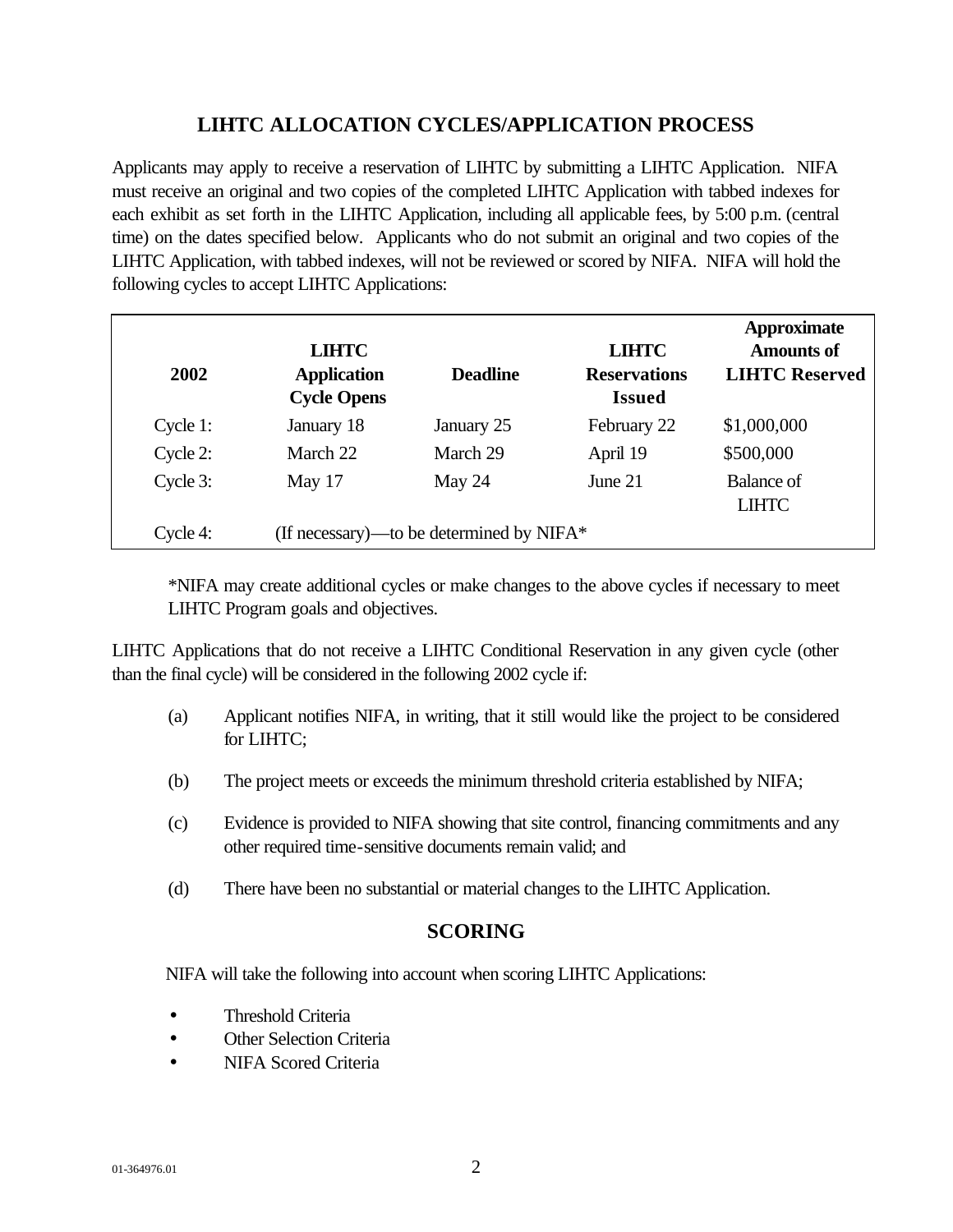## LIHTC ALLOCATION CYCLES/APPLICATION PROCESS

Applicants may apply to receive a reservation of LIHTC by submitting a LIHTC Application. NIFA must receive an original and two copies of the completed LIHTC Application with tabbed indexes for each exhibit as set forth in the LIHTC Application, including all applicable fees, by 5:00 p.m. (central time) on the dates specified below. Applicants who do not submit an original and two copies of the LIHTC Application, with tabbed indexes, will not be reviewed or scored by NIFA. NIFA will hold the following cycles to accept LIHTC Applications:

| 2002 | LIHTC Application Cycle Opens | Deadline | LIHTC Reservations Issued | Approximate Amounts of LIHTC Reserved |
|---|---|---|---|---|
| Cycle 1: | January 18 | January 25 | February 22 | $1,000,000 |
| Cycle 2: | March 22 | March 29 | April 19 | $500,000 |
| Cycle 3: | May 17 | May 24 | June 21 | Balance of LIHTC |
| Cycle 4: | (If necessary)—to be determined by NIFA* | | | |

*NIFA may create additional cycles or make changes to the above cycles if necessary to meet LIHTC Program goals and objectives.

LIHTC Applications that do not receive a LIHTC Conditional Reservation in any given cycle (other than the final cycle) will be considered in the following 2002 cycle if:

(a) Applicant notifies NIFA, in writing, that it still would like the project to be considered for LIHTC;

(b) The project meets or exceeds the minimum threshold criteria established by NIFA;

(c) Evidence is provided to NIFA showing that site control, financing commitments and any other required time-sensitive documents remain valid; and

(d) There have been no substantial or material changes to the LIHTC Application.

## SCORING

NIFA will take the following into account when scoring LIHTC Applications:

- Threshold Criteria
- Other Selection Criteria
- NIFA Scored Criteria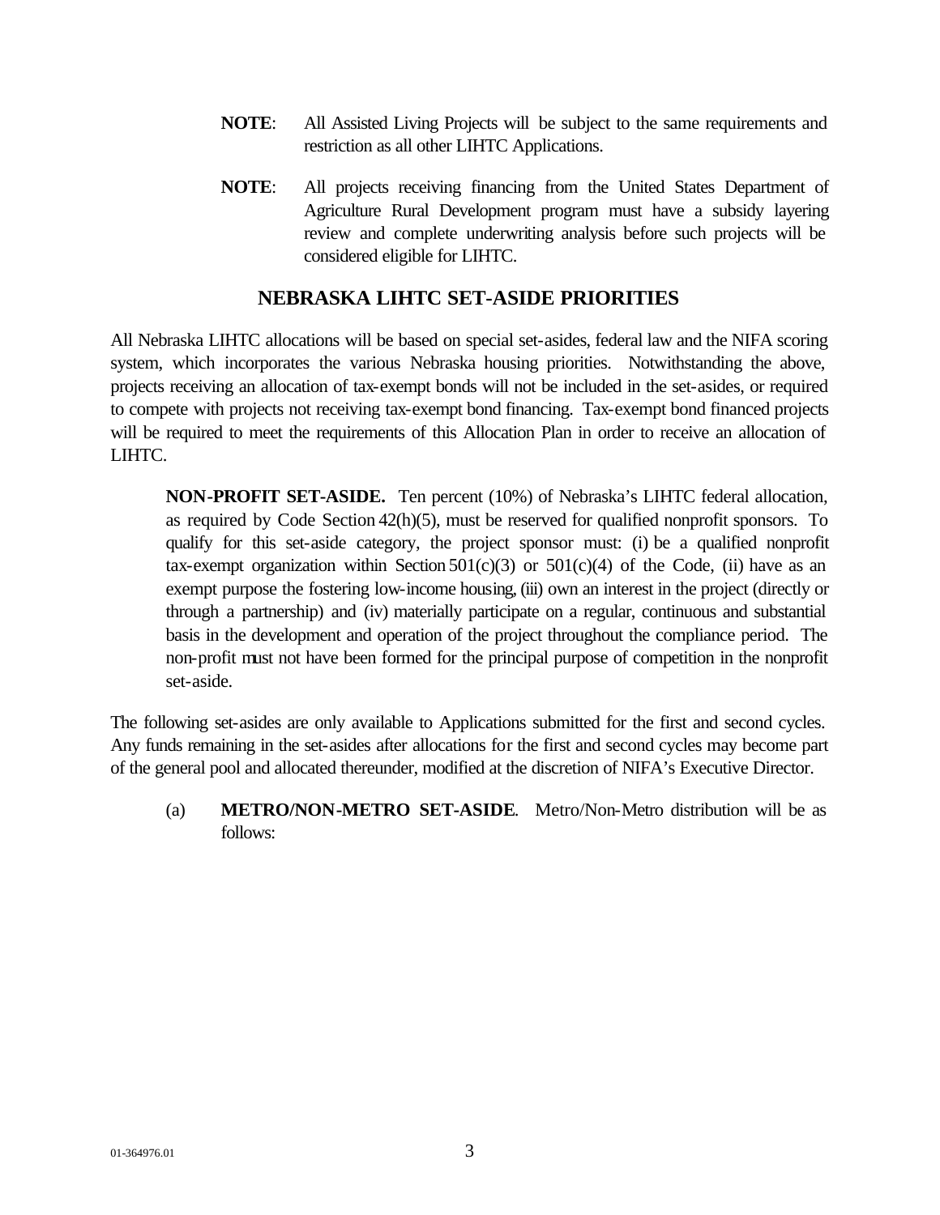**NOTE**: All Assisted Living Projects will be subject to the same requirements and restriction as all other LIHTC Applications.

**NOTE**: All projects receiving financing from the United States Department of Agriculture Rural Development program must have a subsidy layering review and complete underwriting analysis before such projects will be considered eligible for LIHTC.

## NEBRASKA LIHTC SET-ASIDE PRIORITIES

All Nebraska LIHTC allocations will be based on special set-asides, federal law and the NIFA scoring system, which incorporates the various Nebraska housing priorities. Notwithstanding the above, projects receiving an allocation of tax-exempt bonds will not be included in the set-asides, or required to compete with projects not receiving tax-exempt bond financing. Tax-exempt bond financed projects will be required to meet the requirements of this Allocation Plan in order to receive an allocation of LIHTC.

**NON-PROFIT SET-ASIDE.** Ten percent (10%) of Nebraska's LIHTC federal allocation, as required by Code Section 42(h)(5), must be reserved for qualified nonprofit sponsors. To qualify for this set-aside category, the project sponsor must: (i) be a qualified nonprofit tax-exempt organization within Section 501(c)(3) or 501(c)(4) of the Code, (ii) have as an exempt purpose the fostering low-income housing, (iii) own an interest in the project (directly or through a partnership) and (iv) materially participate on a regular, continuous and substantial basis in the development and operation of the project throughout the compliance period. The non-profit must not have been formed for the principal purpose of competition in the nonprofit set-aside.

The following set-asides are only available to Applications submitted for the first and second cycles. Any funds remaining in the set-asides after allocations for the first and second cycles may become part of the general pool and allocated thereunder, modified at the discretion of NIFA's Executive Director.

(a) **METRO/NON-METRO SET-ASIDE**. Metro/Non-Metro distribution will be as follows: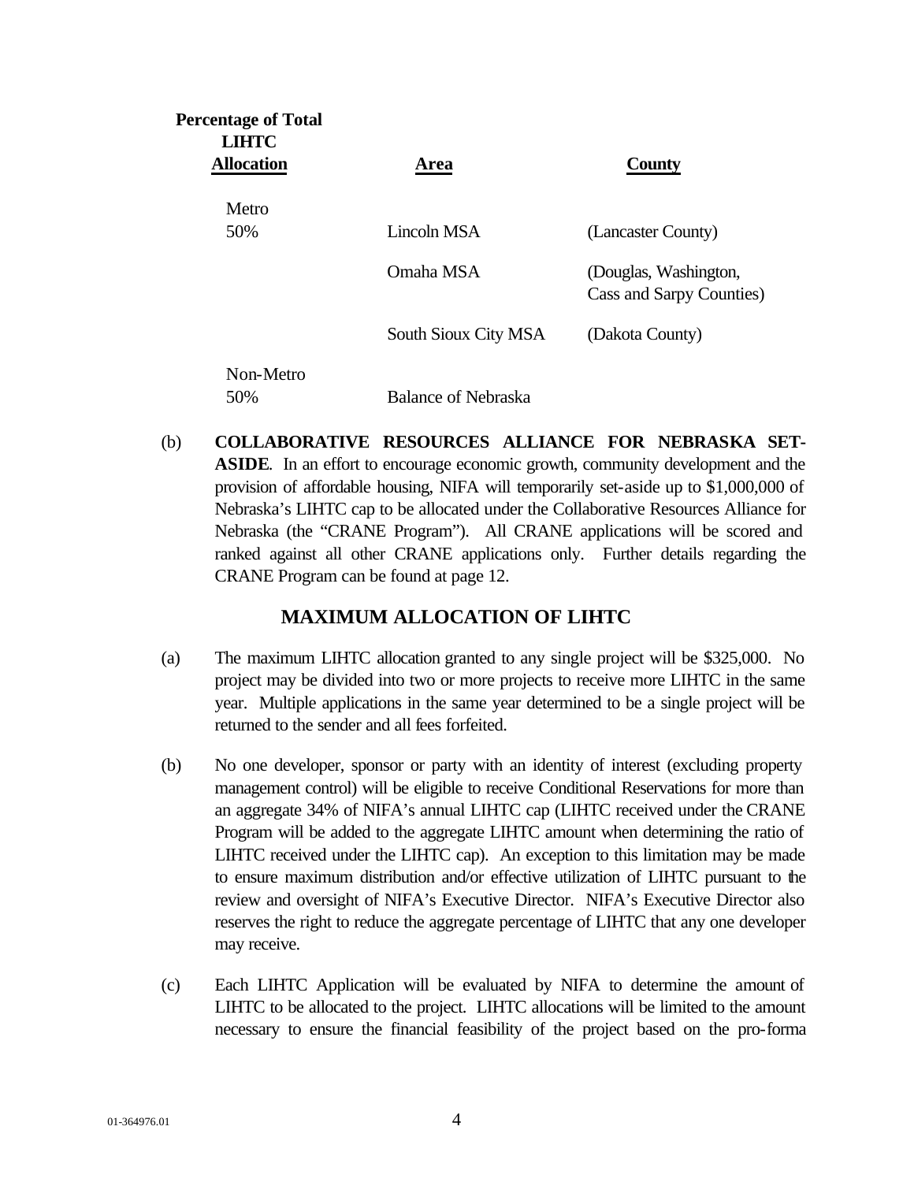| Percentage of Total LIHTC Allocation | Area | County |
|---|---|---|
| Metro 50% | Lincoln MSA | (Lancaster County) |
| | Omaha MSA | (Douglas, Washington, Cass and Sarpy Counties) |
| | South Sioux City MSA | (Dakota County) |
| Non-Metro 50% | Balance of Nebraska | |

(b) **COLLABORATIVE RESOURCES ALLIANCE FOR NEBRASKA SET-ASIDE**. In an effort to encourage economic growth, community development and the provision of affordable housing, NIFA will temporarily set-aside up to $1,000,000 of Nebraska's LIHTC cap to be allocated under the Collaborative Resources Alliance for Nebraska (the "CRANE Program"). All CRANE applications will be scored and ranked against all other CRANE applications only. Further details regarding the CRANE Program can be found at page 12.

## MAXIMUM ALLOCATION OF LIHTC

(a) The maximum LIHTC allocation granted to any single project will be $325,000. No project may be divided into two or more projects to receive more LIHTC in the same year. Multiple applications in the same year determined to be a single project will be returned to the sender and all fees forfeited.

(b) No one developer, sponsor or party with an identity of interest (excluding property management control) will be eligible to receive Conditional Reservations for more than an aggregate 34% of NIFA's annual LIHTC cap (LIHTC received under the CRANE Program will be added to the aggregate LIHTC amount when determining the ratio of LIHTC received under the LIHTC cap). An exception to this limitation may be made to ensure maximum distribution and/or effective utilization of LIHTC pursuant to the review and oversight of NIFA's Executive Director. NIFA's Executive Director also reserves the right to reduce the aggregate percentage of LIHTC that any one developer may receive.

(c) Each LIHTC Application will be evaluated by NIFA to determine the amount of LIHTC to be allocated to the project. LIHTC allocations will be limited to the amount necessary to ensure the financial feasibility of the project based on the pro-forma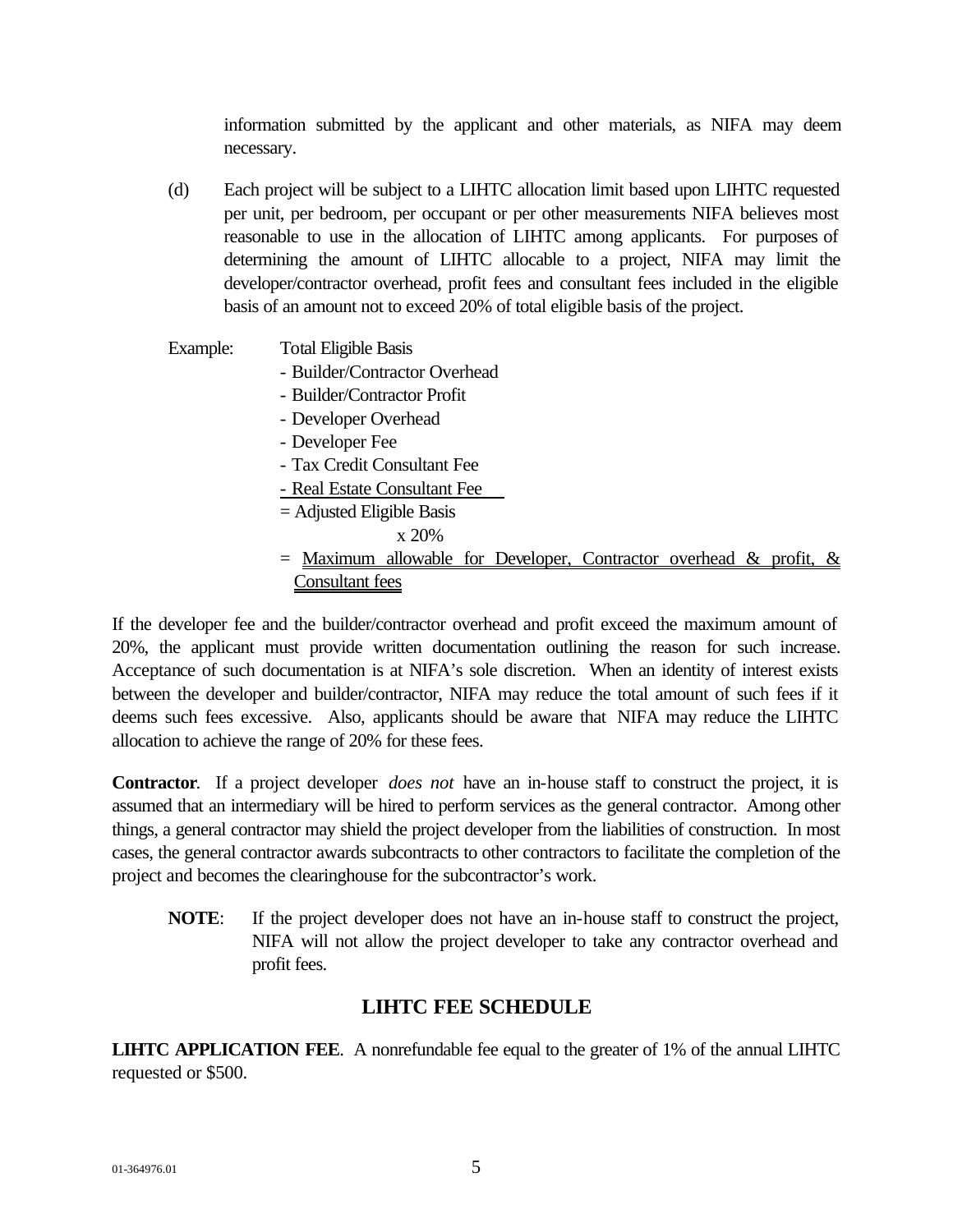information submitted by the applicant and other materials, as NIFA may deem necessary.

(d) Each project will be subject to a LIHTC allocation limit based upon LIHTC requested per unit, per bedroom, per occupant or per other measurements NIFA believes most reasonable to use in the allocation of LIHTC among applicants. For purposes of determining the amount of LIHTC allocable to a project, NIFA may limit the developer/contractor overhead, profit fees and consultant fees included in the eligible basis of an amount not to exceed 20% of total eligible basis of the project.

Example: Total Eligible Basis
- Builder/Contractor Overhead
- Builder/Contractor Profit
- Developer Overhead
- Developer Fee
- Tax Credit Consultant Fee
- Real Estate Consultant Fee

= Adjusted Eligible Basis
x 20%
= Maximum allowable for Developer, Contractor overhead & profit, & Consultant fees

If the developer fee and the builder/contractor overhead and profit exceed the maximum amount of 20%, the applicant must provide written documentation outlining the reason for such increase. Acceptance of such documentation is at NIFA's sole discretion. When an identity of interest exists between the developer and builder/contractor, NIFA may reduce the total amount of such fees if it deems such fees excessive. Also, applicants should be aware that NIFA may reduce the LIHTC allocation to achieve the range of 20% for these fees.

**Contractor**. If a project developer *does not* have an in-house staff to construct the project, it is assumed that an intermediary will be hired to perform services as the general contractor. Among other things, a general contractor may shield the project developer from the liabilities of construction. In most cases, the general contractor awards subcontracts to other contractors to facilitate the completion of the project and becomes the clearinghouse for the subcontractor's work.

**NOTE**: If the project developer does not have an in-house staff to construct the project, NIFA will not allow the project developer to take any contractor overhead and profit fees.

## LIHTC FEE SCHEDULE

**LIHTC APPLICATION FEE**. A nonrefundable fee equal to the greater of 1% of the annual LIHTC requested or $500.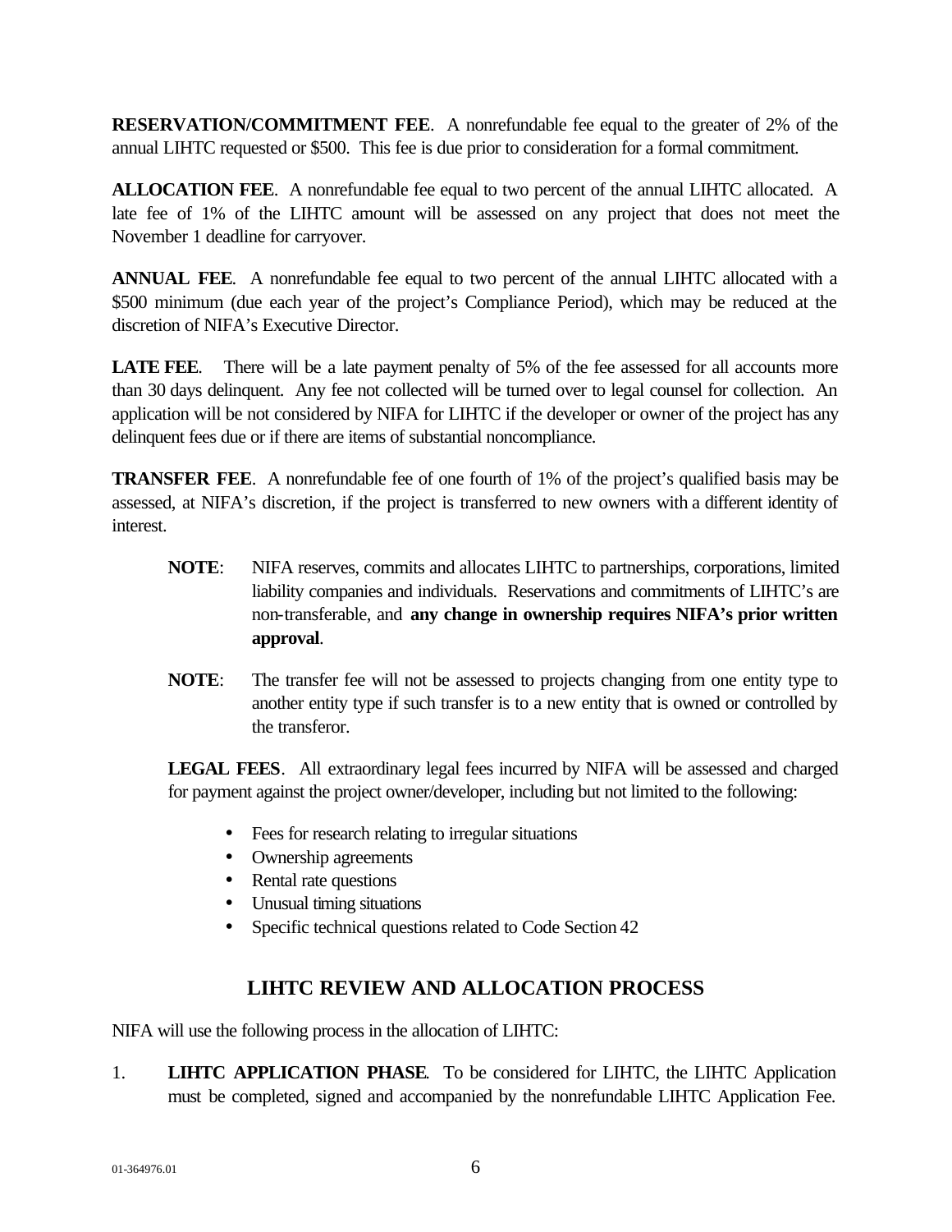**RESERVATION/COMMITMENT FEE**. A nonrefundable fee equal to the greater of 2% of the annual LIHTC requested or $500. This fee is due prior to consideration for a formal commitment.

**ALLOCATION FEE**. A nonrefundable fee equal to two percent of the annual LIHTC allocated. A late fee of 1% of the LIHTC amount will be assessed on any project that does not meet the November 1 deadline for carryover.

**ANNUAL FEE**. A nonrefundable fee equal to two percent of the annual LIHTC allocated with a $500 minimum (due each year of the project's Compliance Period), which may be reduced at the discretion of NIFA's Executive Director.

**LATE FEE**. There will be a late payment penalty of 5% of the fee assessed for all accounts more than 30 days delinquent. Any fee not collected will be turned over to legal counsel for collection. An application will be not considered by NIFA for LIHTC if the developer or owner of the project has any delinquent fees due or if there are items of substantial noncompliance.

**TRANSFER FEE**. A nonrefundable fee of one fourth of 1% of the project's qualified basis may be assessed, at NIFA's discretion, if the project is transferred to new owners with a different identity of interest.

> **NOTE**: NIFA reserves, commits and allocates LIHTC to partnerships, corporations, limited liability companies and individuals. Reservations and commitments of LIHTC's are non-transferable, and **any change in ownership requires NIFA's prior written approval**.

> **NOTE**: The transfer fee will not be assessed to projects changing from one entity type to another entity type if such transfer is to a new entity that is owned or controlled by the transferor.

**LEGAL FEES**. All extraordinary legal fees incurred by NIFA will be assessed and charged for payment against the project owner/developer, including but not limited to the following:

- Fees for research relating to irregular situations
- Ownership agreements
- Rental rate questions
- Unusual timing situations
- Specific technical questions related to Code Section 42

## LIHTC REVIEW AND ALLOCATION PROCESS

NIFA will use the following process in the allocation of LIHTC:

1. **LIHTC APPLICATION PHASE**. To be considered for LIHTC, the LIHTC Application must be completed, signed and accompanied by the nonrefundable LIHTC Application Fee.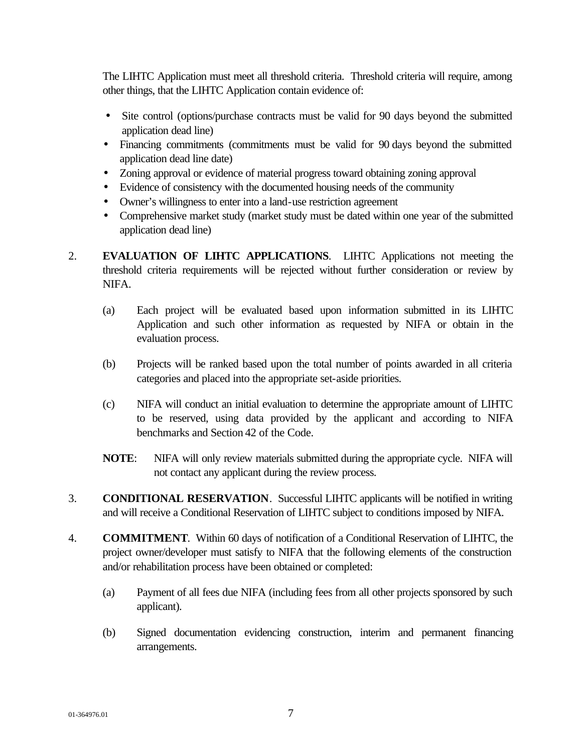The LIHTC Application must meet all threshold criteria. Threshold criteria will require, among other things, that the LIHTC Application contain evidence of:

- Site control (options/purchase contracts must be valid for 90 days beyond the submitted application dead line)
- Financing commitments (commitments must be valid for 90 days beyond the submitted application dead line date)
- Zoning approval or evidence of material progress toward obtaining zoning approval
- Evidence of consistency with the documented housing needs of the community
- Owner's willingness to enter into a land-use restriction agreement
- Comprehensive market study (market study must be dated within one year of the submitted application dead line)

2. **EVALUATION OF LIHTC APPLICATIONS**. LIHTC Applications not meeting the threshold criteria requirements will be rejected without further consideration or review by NIFA.

   (a) Each project will be evaluated based upon information submitted in its LIHTC Application and such other information as requested by NIFA or obtain in the evaluation process.

   (b) Projects will be ranked based upon the total number of points awarded in all criteria categories and placed into the appropriate set-aside priorities.

   (c) NIFA will conduct an initial evaluation to determine the appropriate amount of LIHTC to be reserved, using data provided by the applicant and according to NIFA benchmarks and Section 42 of the Code.

   **NOTE**: NIFA will only review materials submitted during the appropriate cycle. NIFA will not contact any applicant during the review process.

3. **CONDITIONAL RESERVATION**. Successful LIHTC applicants will be notified in writing and will receive a Conditional Reservation of LIHTC subject to conditions imposed by NIFA.

4. **COMMITMENT**. Within 60 days of notification of a Conditional Reservation of LIHTC, the project owner/developer must satisfy to NIFA that the following elements of the construction and/or rehabilitation process have been obtained or completed:

   (a) Payment of all fees due NIFA (including fees from all other projects sponsored by such applicant).

   (b) Signed documentation evidencing construction, interim and permanent financing arrangements.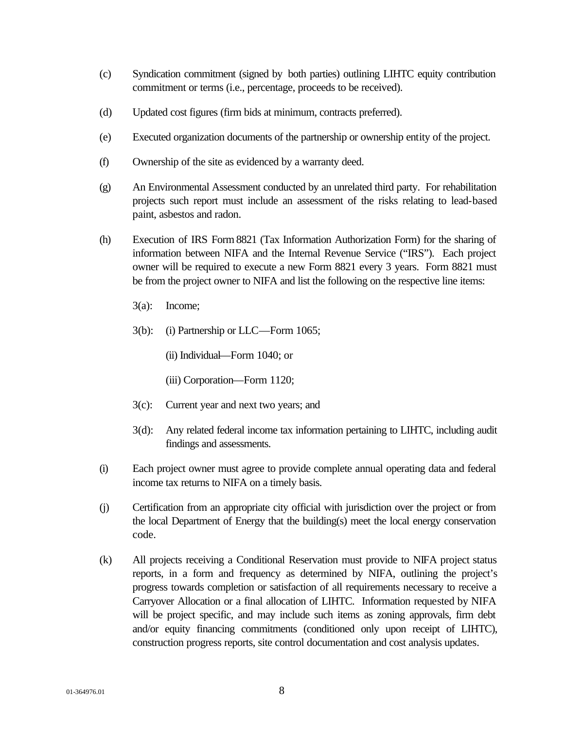(c) Syndication commitment (signed by both parties) outlining LIHTC equity contribution commitment or terms (i.e., percentage, proceeds to be received).

(d) Updated cost figures (firm bids at minimum, contracts preferred).

(e) Executed organization documents of the partnership or ownership entity of the project.

(f) Ownership of the site as evidenced by a warranty deed.

(g) An Environmental Assessment conducted by an unrelated third party. For rehabilitation projects such report must include an assessment of the risks relating to lead-based paint, asbestos and radon.

(h) Execution of IRS Form 8821 (Tax Information Authorization Form) for the sharing of information between NIFA and the Internal Revenue Service ("IRS"). Each project owner will be required to execute a new Form 8821 every 3 years. Form 8821 must be from the project owner to NIFA and list the following on the respective line items:

    3(a): Income;

    3(b): (i) Partnership or LLC—Form 1065;

    (ii) Individual—Form 1040; or

    (iii) Corporation—Form 1120;

    3(c): Current year and next two years; and

    3(d): Any related federal income tax information pertaining to LIHTC, including audit findings and assessments.

(i) Each project owner must agree to provide complete annual operating data and federal income tax returns to NIFA on a timely basis.

(j) Certification from an appropriate city official with jurisdiction over the project or from the local Department of Energy that the building(s) meet the local energy conservation code.

(k) All projects receiving a Conditional Reservation must provide to NIFA project status reports, in a form and frequency as determined by NIFA, outlining the project's progress towards completion or satisfaction of all requirements necessary to receive a Carryover Allocation or a final allocation of LIHTC. Information requested by NIFA will be project specific, and may include such items as zoning approvals, firm debt and/or equity financing commitments (conditioned only upon receipt of LIHTC), construction progress reports, site control documentation and cost analysis updates.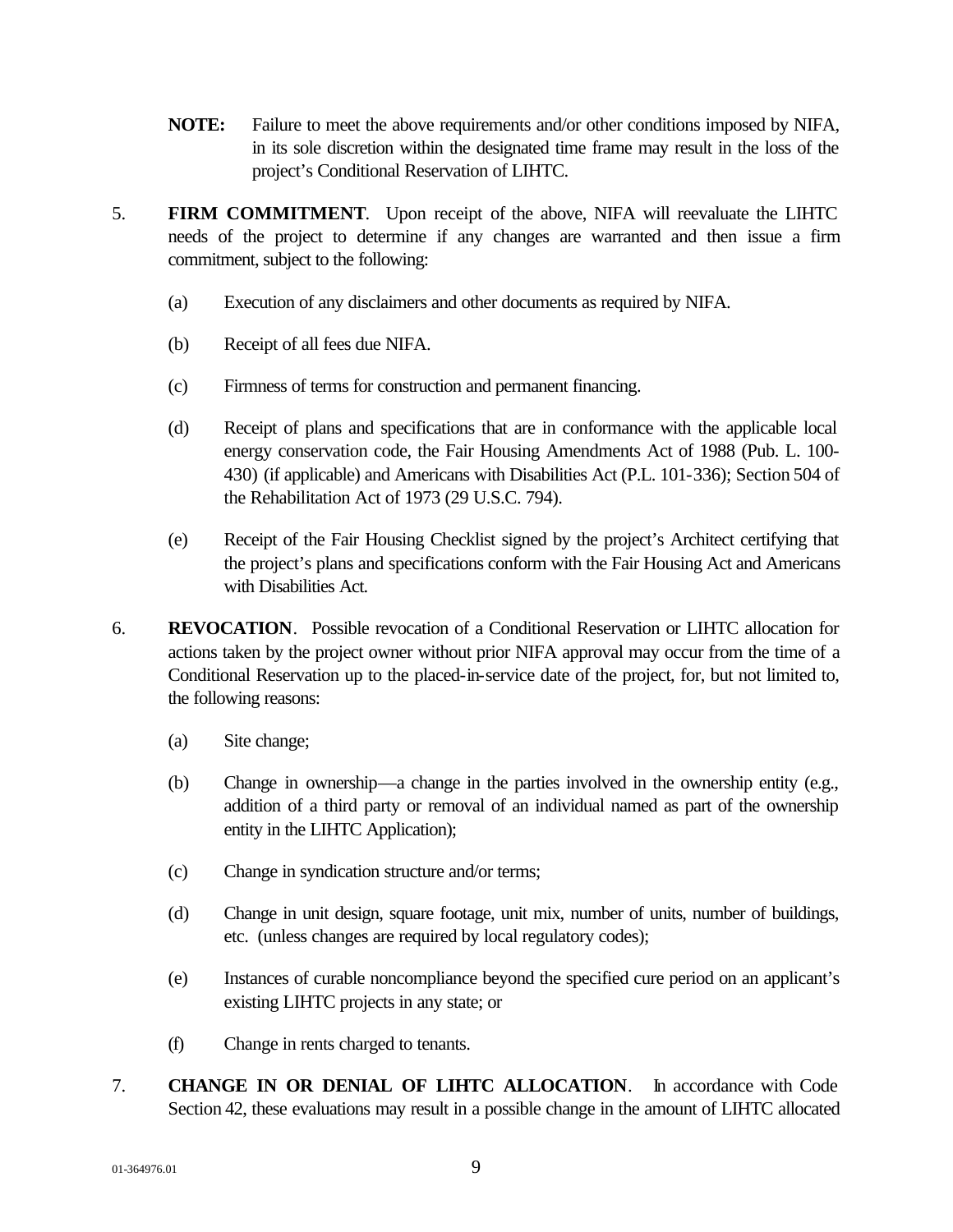**NOTE:** Failure to meet the above requirements and/or other conditions imposed by NIFA, in its sole discretion within the designated time frame may result in the loss of the project's Conditional Reservation of LIHTC.

5. **FIRM COMMITMENT**. Upon receipt of the above, NIFA will reevaluate the LIHTC needs of the project to determine if any changes are warranted and then issue a firm commitment, subject to the following:

   (a) Execution of any disclaimers and other documents as required by NIFA.

   (b) Receipt of all fees due NIFA.

   (c) Firmness of terms for construction and permanent financing.

   (d) Receipt of plans and specifications that are in conformance with the applicable local energy conservation code, the Fair Housing Amendments Act of 1988 (Pub. L. 100-430) (if applicable) and Americans with Disabilities Act (P.L. 101-336); Section 504 of the Rehabilitation Act of 1973 (29 U.S.C. 794).

   (e) Receipt of the Fair Housing Checklist signed by the project's Architect certifying that the project's plans and specifications conform with the Fair Housing Act and Americans with Disabilities Act.

6. **REVOCATION**. Possible revocation of a Conditional Reservation or LIHTC allocation for actions taken by the project owner without prior NIFA approval may occur from the time of a Conditional Reservation up to the placed-in-service date of the project, for, but not limited to, the following reasons:

   (a) Site change;

   (b) Change in ownership—a change in the parties involved in the ownership entity (e.g., addition of a third party or removal of an individual named as part of the ownership entity in the LIHTC Application);

   (c) Change in syndication structure and/or terms;

   (d) Change in unit design, square footage, unit mix, number of units, number of buildings, etc. (unless changes are required by local regulatory codes);

   (e) Instances of curable noncompliance beyond the specified cure period on an applicant's existing LIHTC projects in any state; or

   (f) Change in rents charged to tenants.

7. **CHANGE IN OR DENIAL OF LIHTC ALLOCATION**. In accordance with Code Section 42, these evaluations may result in a possible change in the amount of LIHTC allocated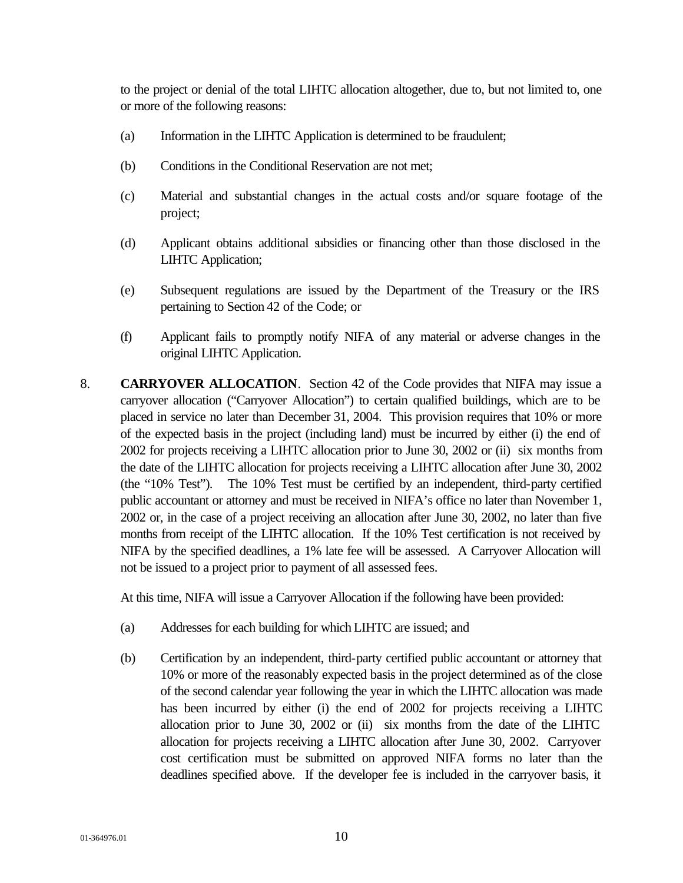to the project or denial of the total LIHTC allocation altogether, due to, but not limited to, one or more of the following reasons:

(a) Information in the LIHTC Application is determined to be fraudulent;

(b) Conditions in the Conditional Reservation are not met;

(c) Material and substantial changes in the actual costs and/or square footage of the project;

(d) Applicant obtains additional subsidies or financing other than those disclosed in the LIHTC Application;

(e) Subsequent regulations are issued by the Department of the Treasury or the IRS pertaining to Section 42 of the Code; or

(f) Applicant fails to promptly notify NIFA of any material or adverse changes in the original LIHTC Application.

8. **CARRYOVER ALLOCATION**. Section 42 of the Code provides that NIFA may issue a carryover allocation ("Carryover Allocation") to certain qualified buildings, which are to be placed in service no later than December 31, 2004. This provision requires that 10% or more of the expected basis in the project (including land) must be incurred by either (i) the end of 2002 for projects receiving a LIHTC allocation prior to June 30, 2002 or (ii) six months from the date of the LIHTC allocation for projects receiving a LIHTC allocation after June 30, 2002 (the "10% Test"). The 10% Test must be certified by an independent, third-party certified public accountant or attorney and must be received in NIFA's office no later than November 1, 2002 or, in the case of a project receiving an allocation after June 30, 2002, no later than five months from receipt of the LIHTC allocation. If the 10% Test certification is not received by NIFA by the specified deadlines, a 1% late fee will be assessed. A Carryover Allocation will not be issued to a project prior to payment of all assessed fees.

At this time, NIFA will issue a Carryover Allocation if the following have been provided:

(a) Addresses for each building for which LIHTC are issued; and

(b) Certification by an independent, third-party certified public accountant or attorney that 10% or more of the reasonably expected basis in the project determined as of the close of the second calendar year following the year in which the LIHTC allocation was made has been incurred by either (i) the end of 2002 for projects receiving a LIHTC allocation prior to June 30, 2002 or (ii) six months from the date of the LIHTC allocation for projects receiving a LIHTC allocation after June 30, 2002. Carryover cost certification must be submitted on approved NIFA forms no later than the deadlines specified above. If the developer fee is included in the carryover basis, it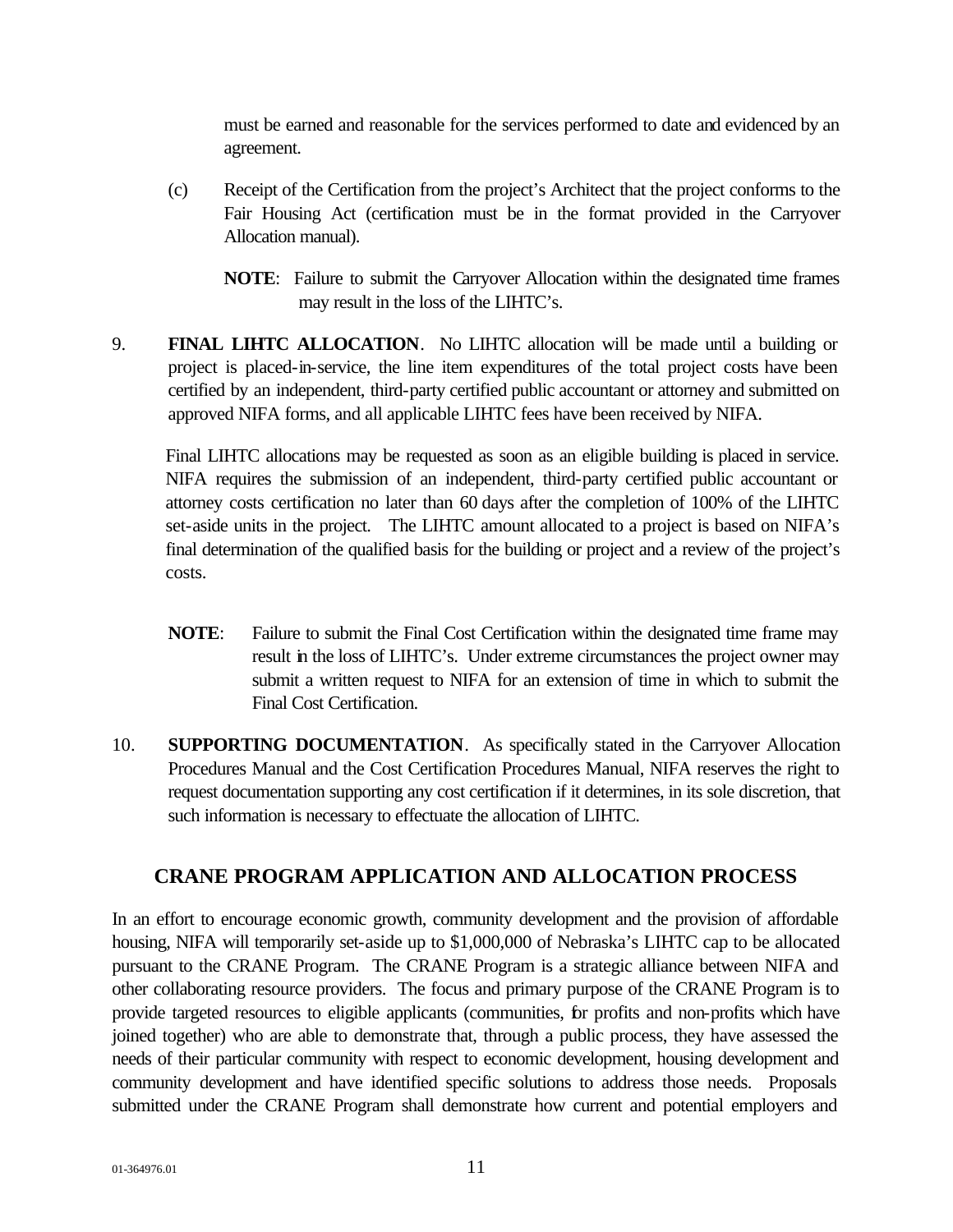must be earned and reasonable for the services performed to date and evidenced by an agreement.

(c) Receipt of the Certification from the project's Architect that the project conforms to the Fair Housing Act (certification must be in the format provided in the Carryover Allocation manual).

**NOTE**: Failure to submit the Carryover Allocation within the designated time frames may result in the loss of the LIHTC's.

9. **FINAL LIHTC ALLOCATION**. No LIHTC allocation will be made until a building or project is placed-in-service, the line item expenditures of the total project costs have been certified by an independent, third-party certified public accountant or attorney and submitted on approved NIFA forms, and all applicable LIHTC fees have been received by NIFA.

   Final LIHTC allocations may be requested as soon as an eligible building is placed in service. NIFA requires the submission of an independent, third-party certified public accountant or attorney costs certification no later than 60 days after the completion of 100% of the LIHTC set-aside units in the project. The LIHTC amount allocated to a project is based on NIFA's final determination of the qualified basis for the building or project and a review of the project's costs.

   **NOTE**: Failure to submit the Final Cost Certification within the designated time frame may result in the loss of LIHTC's. Under extreme circumstances the project owner may submit a written request to NIFA for an extension of time in which to submit the Final Cost Certification.

10. **SUPPORTING DOCUMENTATION**. As specifically stated in the Carryover Allocation Procedures Manual and the Cost Certification Procedures Manual, NIFA reserves the right to request documentation supporting any cost certification if it determines, in its sole discretion, that such information is necessary to effectuate the allocation of LIHTC.

## CRANE PROGRAM APPLICATION AND ALLOCATION PROCESS

In an effort to encourage economic growth, community development and the provision of affordable housing, NIFA will temporarily set-aside up to $1,000,000 of Nebraska's LIHTC cap to be allocated pursuant to the CRANE Program. The CRANE Program is a strategic alliance between NIFA and other collaborating resource providers. The focus and primary purpose of the CRANE Program is to provide targeted resources to eligible applicants (communities, for profits and non-profits which have joined together) who are able to demonstrate that, through a public process, they have assessed the needs of their particular community with respect to economic development, housing development and community development and have identified specific solutions to address those needs. Proposals submitted under the CRANE Program shall demonstrate how current and potential employers and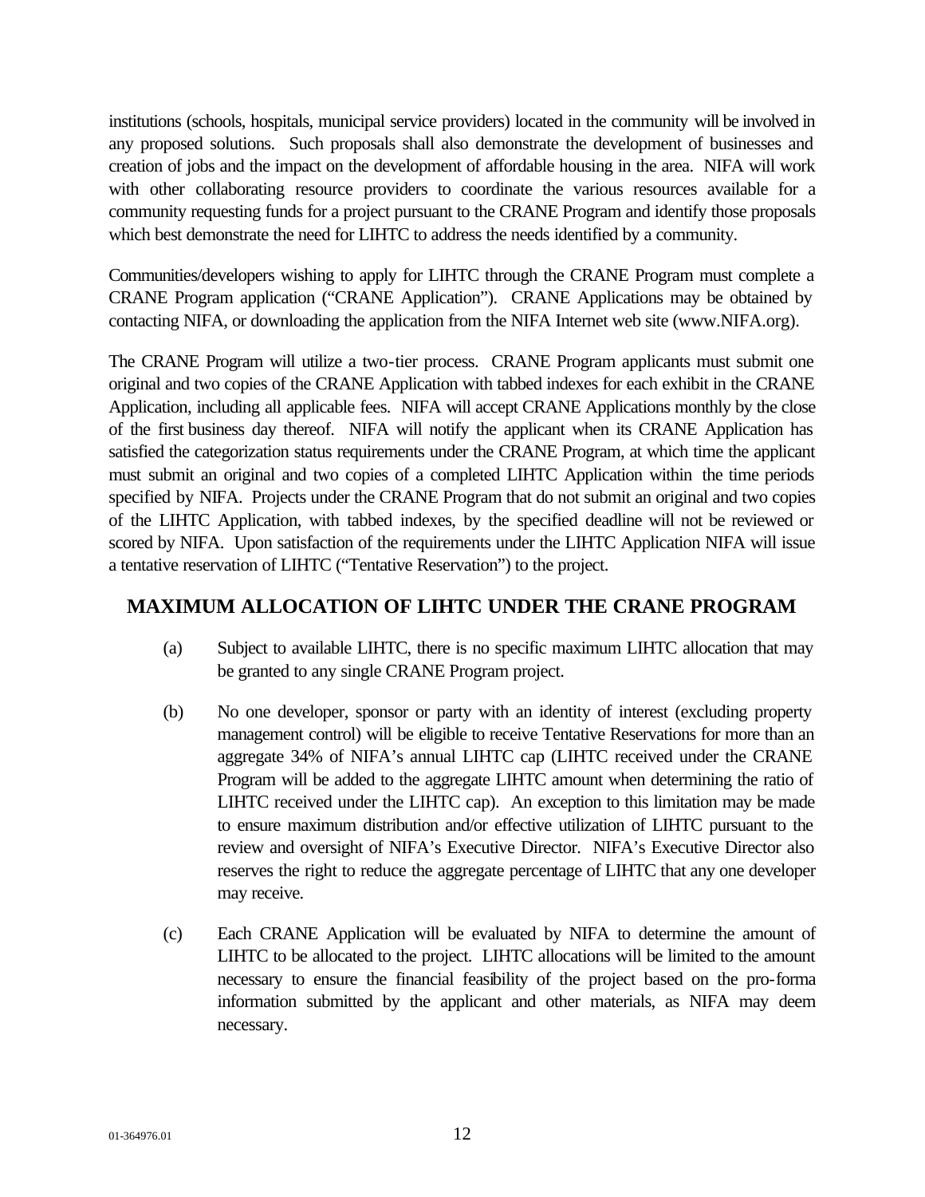institutions (schools, hospitals, municipal service providers) located in the community will be involved in any proposed solutions. Such proposals shall also demonstrate the development of businesses and creation of jobs and the impact on the development of affordable housing in the area. NIFA will work with other collaborating resource providers to coordinate the various resources available for a community requesting funds for a project pursuant to the CRANE Program and identify those proposals which best demonstrate the need for LIHTC to address the needs identified by a community.

Communities/developers wishing to apply for LIHTC through the CRANE Program must complete a CRANE Program application ("CRANE Application"). CRANE Applications may be obtained by contacting NIFA, or downloading the application from the NIFA Internet web site (www.NIFA.org).

The CRANE Program will utilize a two-tier process. CRANE Program applicants must submit one original and two copies of the CRANE Application with tabbed indexes for each exhibit in the CRANE Application, including all applicable fees. NIFA will accept CRANE Applications monthly by the close of the first business day thereof. NIFA will notify the applicant when its CRANE Application has satisfied the categorization status requirements under the CRANE Program, at which time the applicant must submit an original and two copies of a completed LIHTC Application within the time periods specified by NIFA. Projects under the CRANE Program that do not submit an original and two copies of the LIHTC Application, with tabbed indexes, by the specified deadline will not be reviewed or scored by NIFA. Upon satisfaction of the requirements under the LIHTC Application NIFA will issue a tentative reservation of LIHTC ("Tentative Reservation") to the project.

## MAXIMUM ALLOCATION OF LIHTC UNDER THE CRANE PROGRAM

(a) Subject to available LIHTC, there is no specific maximum LIHTC allocation that may be granted to any single CRANE Program project.

(b) No one developer, sponsor or party with an identity of interest (excluding property management control) will be eligible to receive Tentative Reservations for more than an aggregate 34% of NIFA's annual LIHTC cap (LIHTC received under the CRANE Program will be added to the aggregate LIHTC amount when determining the ratio of LIHTC received under the LIHTC cap). An exception to this limitation may be made to ensure maximum distribution and/or effective utilization of LIHTC pursuant to the review and oversight of NIFA's Executive Director. NIFA's Executive Director also reserves the right to reduce the aggregate percentage of LIHTC that any one developer may receive.

(c) Each CRANE Application will be evaluated by NIFA to determine the amount of LIHTC to be allocated to the project. LIHTC allocations will be limited to the amount necessary to ensure the financial feasibility of the project based on the pro-forma information submitted by the applicant and other materials, as NIFA may deem necessary.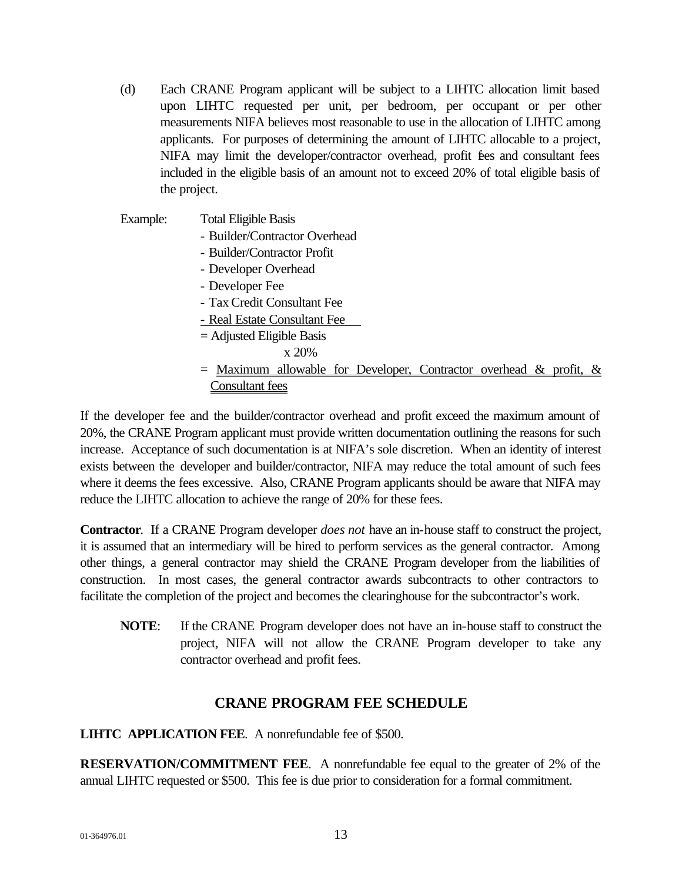(d) Each CRANE Program applicant will be subject to a LIHTC allocation limit based upon LIHTC requested per unit, per bedroom, per occupant or per other measurements NIFA believes most reasonable to use in the allocation of LIHTC among applicants. For purposes of determining the amount of LIHTC allocable to a project, NIFA may limit the developer/contractor overhead, profit fees and consultant fees included in the eligible basis of an amount not to exceed 20% of total eligible basis of the project.

Example: Total Eligible Basis
- Builder/Contractor Overhead
- Builder/Contractor Profit
- Developer Overhead
- Developer Fee
- Tax Credit Consultant Fee
- Real Estate Consultant Fee

= Adjusted Eligible Basis
x 20%
= Maximum allowable for Developer, Contractor overhead & profit, & Consultant fees

If the developer fee and the builder/contractor overhead and profit exceed the maximum amount of 20%, the CRANE Program applicant must provide written documentation outlining the reasons for such increase. Acceptance of such documentation is at NIFA's sole discretion. When an identity of interest exists between the developer and builder/contractor, NIFA may reduce the total amount of such fees where it deems the fees excessive. Also, CRANE Program applicants should be aware that NIFA may reduce the LIHTC allocation to achieve the range of 20% for these fees.

**Contractor**. If a CRANE Program developer *does not* have an in-house staff to construct the project, it is assumed that an intermediary will be hired to perform services as the general contractor. Among other things, a general contractor may shield the CRANE Program developer from the liabilities of construction. In most cases, the general contractor awards subcontracts to other contractors to facilitate the completion of the project and becomes the clearinghouse for the subcontractor's work.

**NOTE**: If the CRANE Program developer does not have an in-house staff to construct the project, NIFA will not allow the CRANE Program developer to take any contractor overhead and profit fees.

## CRANE PROGRAM FEE SCHEDULE

**LIHTC APPLICATION FEE**. A nonrefundable fee of $500.

**RESERVATION/COMMITMENT FEE**. A nonrefundable fee equal to the greater of 2% of the annual LIHTC requested or $500. This fee is due prior to consideration for a formal commitment.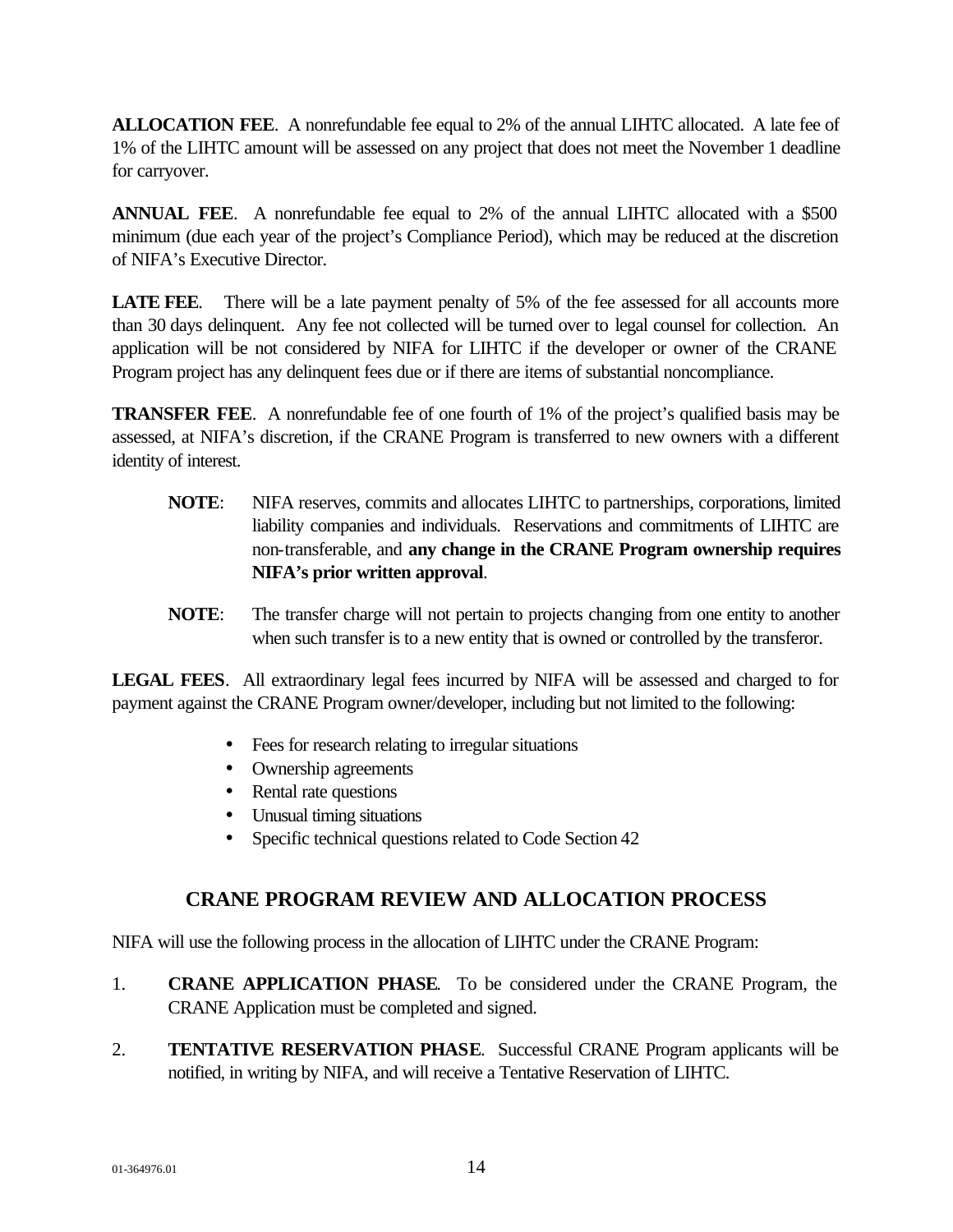**ALLOCATION FEE**. A nonrefundable fee equal to 2% of the annual LIHTC allocated. A late fee of 1% of the LIHTC amount will be assessed on any project that does not meet the November 1 deadline for carryover.

**ANNUAL FEE**. A nonrefundable fee equal to 2% of the annual LIHTC allocated with a $500 minimum (due each year of the project's Compliance Period), which may be reduced at the discretion of NIFA's Executive Director.

**LATE FEE**. There will be a late payment penalty of 5% of the fee assessed for all accounts more than 30 days delinquent. Any fee not collected will be turned over to legal counsel for collection. An application will be not considered by NIFA for LIHTC if the developer or owner of the CRANE Program project has any delinquent fees due or if there are items of substantial noncompliance.

**TRANSFER FEE**. A nonrefundable fee of one fourth of 1% of the project's qualified basis may be assessed, at NIFA's discretion, if the CRANE Program is transferred to new owners with a different identity of interest.

> **NOTE**: NIFA reserves, commits and allocates LIHTC to partnerships, corporations, limited liability companies and individuals. Reservations and commitments of LIHTC are non-transferable, and **any change in the CRANE Program ownership requires NIFA's prior written approval**.

> **NOTE**: The transfer charge will not pertain to projects changing from one entity to another when such transfer is to a new entity that is owned or controlled by the transferor.

**LEGAL FEES**. All extraordinary legal fees incurred by NIFA will be assessed and charged to for payment against the CRANE Program owner/developer, including but not limited to the following:

- Fees for research relating to irregular situations
- Ownership agreements
- Rental rate questions
- Unusual timing situations
- Specific technical questions related to Code Section 42

## CRANE PROGRAM REVIEW AND ALLOCATION PROCESS

NIFA will use the following process in the allocation of LIHTC under the CRANE Program:

1. **CRANE APPLICATION PHASE**. To be considered under the CRANE Program, the CRANE Application must be completed and signed.

2. **TENTATIVE RESERVATION PHASE**. Successful CRANE Program applicants will be notified, in writing by NIFA, and will receive a Tentative Reservation of LIHTC.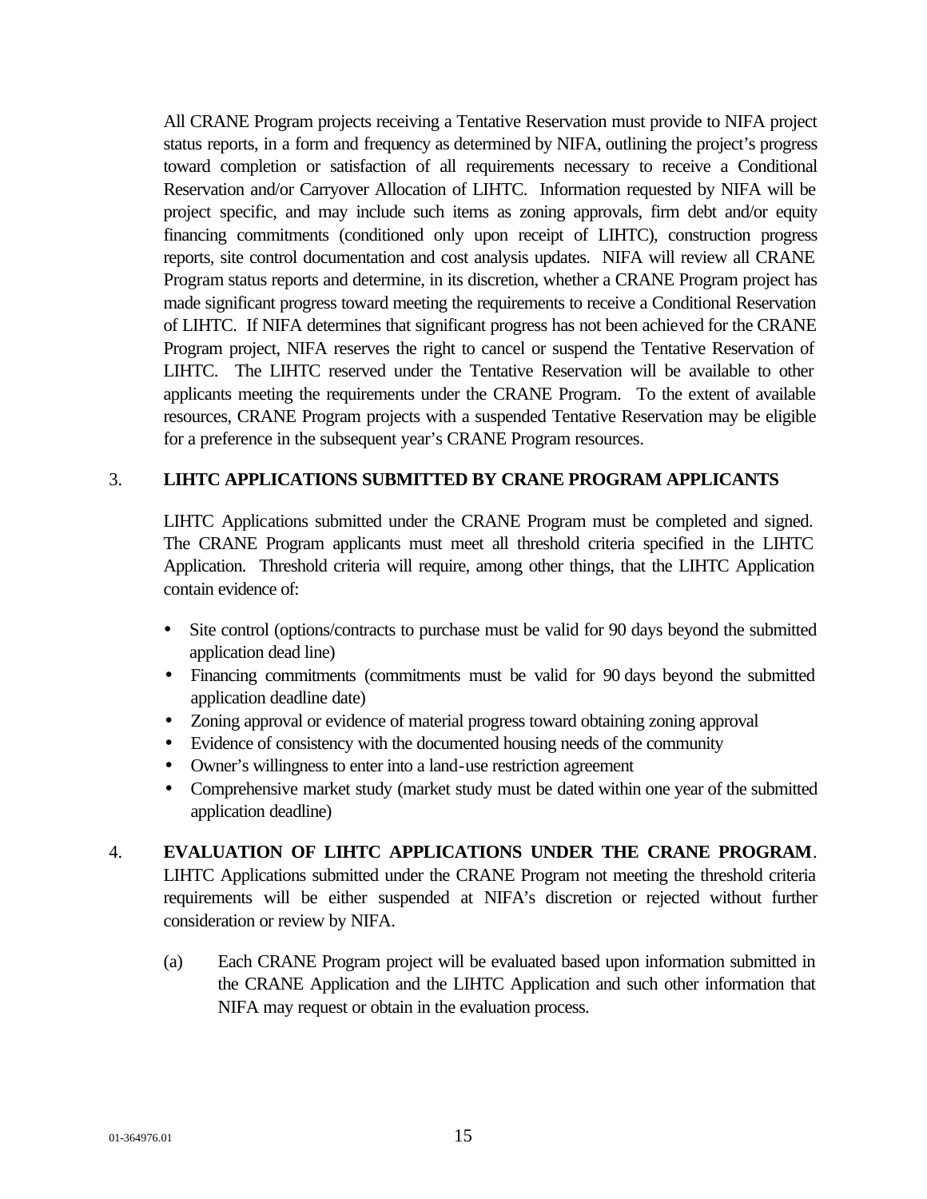All CRANE Program projects receiving a Tentative Reservation must provide to NIFA project status reports, in a form and frequency as determined by NIFA, outlining the project's progress toward completion or satisfaction of all requirements necessary to receive a Conditional Reservation and/or Carryover Allocation of LIHTC. Information requested by NIFA will be project specific, and may include such items as zoning approvals, firm debt and/or equity financing commitments (conditioned only upon receipt of LIHTC), construction progress reports, site control documentation and cost analysis updates. NIFA will review all CRANE Program status reports and determine, in its discretion, whether a CRANE Program project has made significant progress toward meeting the requirements to receive a Conditional Reservation of LIHTC. If NIFA determines that significant progress has not been achieved for the CRANE Program project, NIFA reserves the right to cancel or suspend the Tentative Reservation of LIHTC. The LIHTC reserved under the Tentative Reservation will be available to other applicants meeting the requirements under the CRANE Program. To the extent of available resources, CRANE Program projects with a suspended Tentative Reservation may be eligible for a preference in the subsequent year's CRANE Program resources.

3. **LIHTC APPLICATIONS SUBMITTED BY CRANE PROGRAM APPLICANTS**

LIHTC Applications submitted under the CRANE Program must be completed and signed. The CRANE Program applicants must meet all threshold criteria specified in the LIHTC Application. Threshold criteria will require, among other things, that the LIHTC Application contain evidence of:

- Site control (options/contracts to purchase must be valid for 90 days beyond the submitted application dead line)
- Financing commitments (commitments must be valid for 90 days beyond the submitted application deadline date)
- Zoning approval or evidence of material progress toward obtaining zoning approval
- Evidence of consistency with the documented housing needs of the community
- Owner's willingness to enter into a land-use restriction agreement
- Comprehensive market study (market study must be dated within one year of the submitted application deadline)

4. **EVALUATION OF LIHTC APPLICATIONS UNDER THE CRANE PROGRAM**. LIHTC Applications submitted under the CRANE Program not meeting the threshold criteria requirements will be either suspended at NIFA's discretion or rejected without further consideration or review by NIFA.

   (a) Each CRANE Program project will be evaluated based upon information submitted in the CRANE Application and the LIHTC Application and such other information that NIFA may request or obtain in the evaluation process.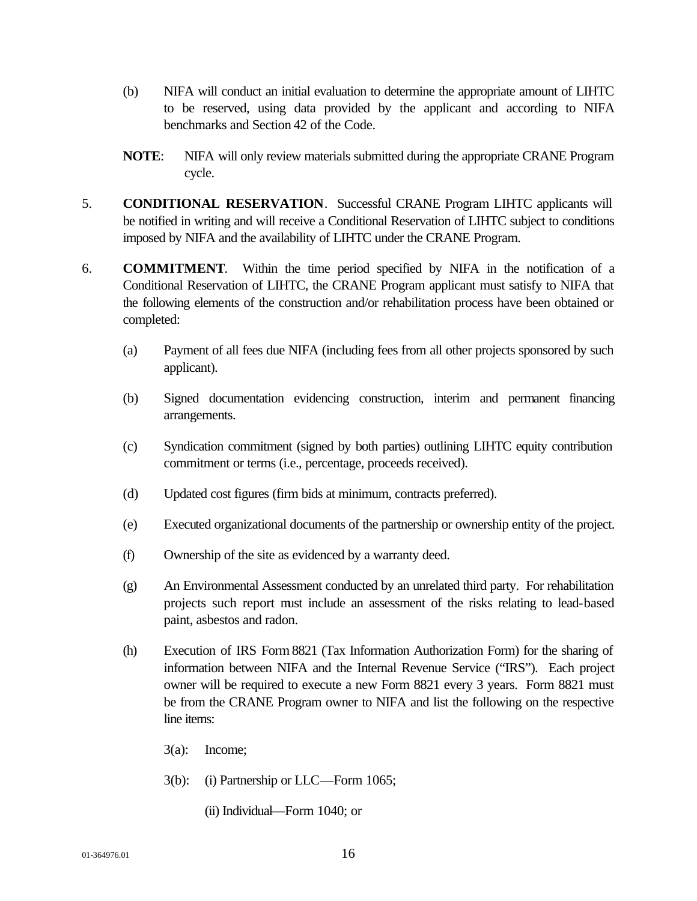(b) NIFA will conduct an initial evaluation to determine the appropriate amount of LIHTC to be reserved, using data provided by the applicant and according to NIFA benchmarks and Section 42 of the Code.

**NOTE**: NIFA will only review materials submitted during the appropriate CRANE Program cycle.

5. **CONDITIONAL RESERVATION**. Successful CRANE Program LIHTC applicants will be notified in writing and will receive a Conditional Reservation of LIHTC subject to conditions imposed by NIFA and the availability of LIHTC under the CRANE Program.

6. **COMMITMENT**. Within the time period specified by NIFA in the notification of a Conditional Reservation of LIHTC, the CRANE Program applicant must satisfy to NIFA that the following elements of the construction and/or rehabilitation process have been obtained or completed:

   (a) Payment of all fees due NIFA (including fees from all other projects sponsored by such applicant).

   (b) Signed documentation evidencing construction, interim and permanent financing arrangements.

   (c) Syndication commitment (signed by both parties) outlining LIHTC equity contribution commitment or terms (i.e., percentage, proceeds received).

   (d) Updated cost figures (firm bids at minimum, contracts preferred).

   (e) Executed organizational documents of the partnership or ownership entity of the project.

   (f) Ownership of the site as evidenced by a warranty deed.

   (g) An Environmental Assessment conducted by an unrelated third party. For rehabilitation projects such report must include an assessment of the risks relating to lead-based paint, asbestos and radon.

   (h) Execution of IRS Form 8821 (Tax Information Authorization Form) for the sharing of information between NIFA and the Internal Revenue Service ("IRS"). Each project owner will be required to execute a new Form 8821 every 3 years. Form 8821 must be from the CRANE Program owner to NIFA and list the following on the respective line items:

      3(a): Income;

      3(b): (i) Partnership or LLC—Form 1065;

      (ii) Individual—Form 1040; or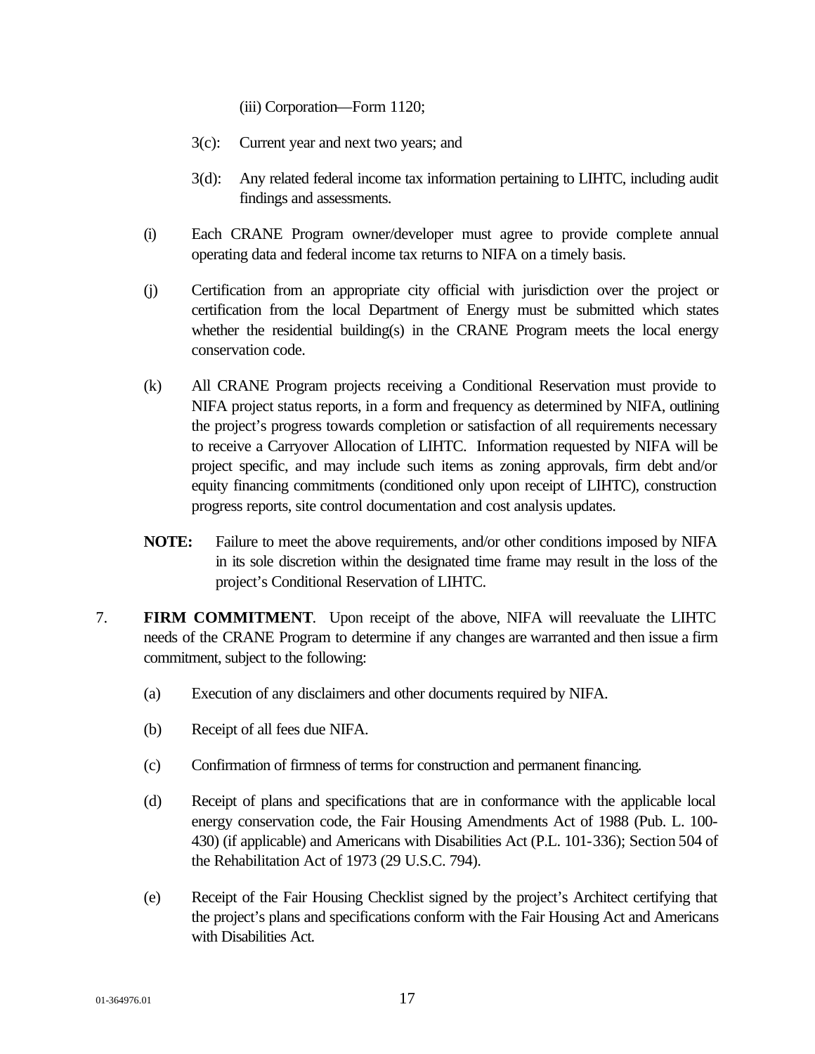(iii) Corporation—Form 1120;

3(c): Current year and next two years; and

3(d): Any related federal income tax information pertaining to LIHTC, including audit findings and assessments.

(i) Each CRANE Program owner/developer must agree to provide complete annual operating data and federal income tax returns to NIFA on a timely basis.

(j) Certification from an appropriate city official with jurisdiction over the project or certification from the local Department of Energy must be submitted which states whether the residential building(s) in the CRANE Program meets the local energy conservation code.

(k) All CRANE Program projects receiving a Conditional Reservation must provide to NIFA project status reports, in a form and frequency as determined by NIFA, outlining the project's progress towards completion or satisfaction of all requirements necessary to receive a Carryover Allocation of LIHTC. Information requested by NIFA will be project specific, and may include such items as zoning approvals, firm debt and/or equity financing commitments (conditioned only upon receipt of LIHTC), construction progress reports, site control documentation and cost analysis updates.

**NOTE:** Failure to meet the above requirements, and/or other conditions imposed by NIFA in its sole discretion within the designated time frame may result in the loss of the project's Conditional Reservation of LIHTC.

7. **FIRM COMMITMENT**. Upon receipt of the above, NIFA will reevaluate the LIHTC needs of the CRANE Program to determine if any changes are warranted and then issue a firm commitment, subject to the following:

(a) Execution of any disclaimers and other documents required by NIFA.

(b) Receipt of all fees due NIFA.

(c) Confirmation of firmness of terms for construction and permanent financing.

(d) Receipt of plans and specifications that are in conformance with the applicable local energy conservation code, the Fair Housing Amendments Act of 1988 (Pub. L. 100-430) (if applicable) and Americans with Disabilities Act (P.L. 101-336); Section 504 of the Rehabilitation Act of 1973 (29 U.S.C. 794).

(e) Receipt of the Fair Housing Checklist signed by the project's Architect certifying that the project's plans and specifications conform with the Fair Housing Act and Americans with Disabilities Act.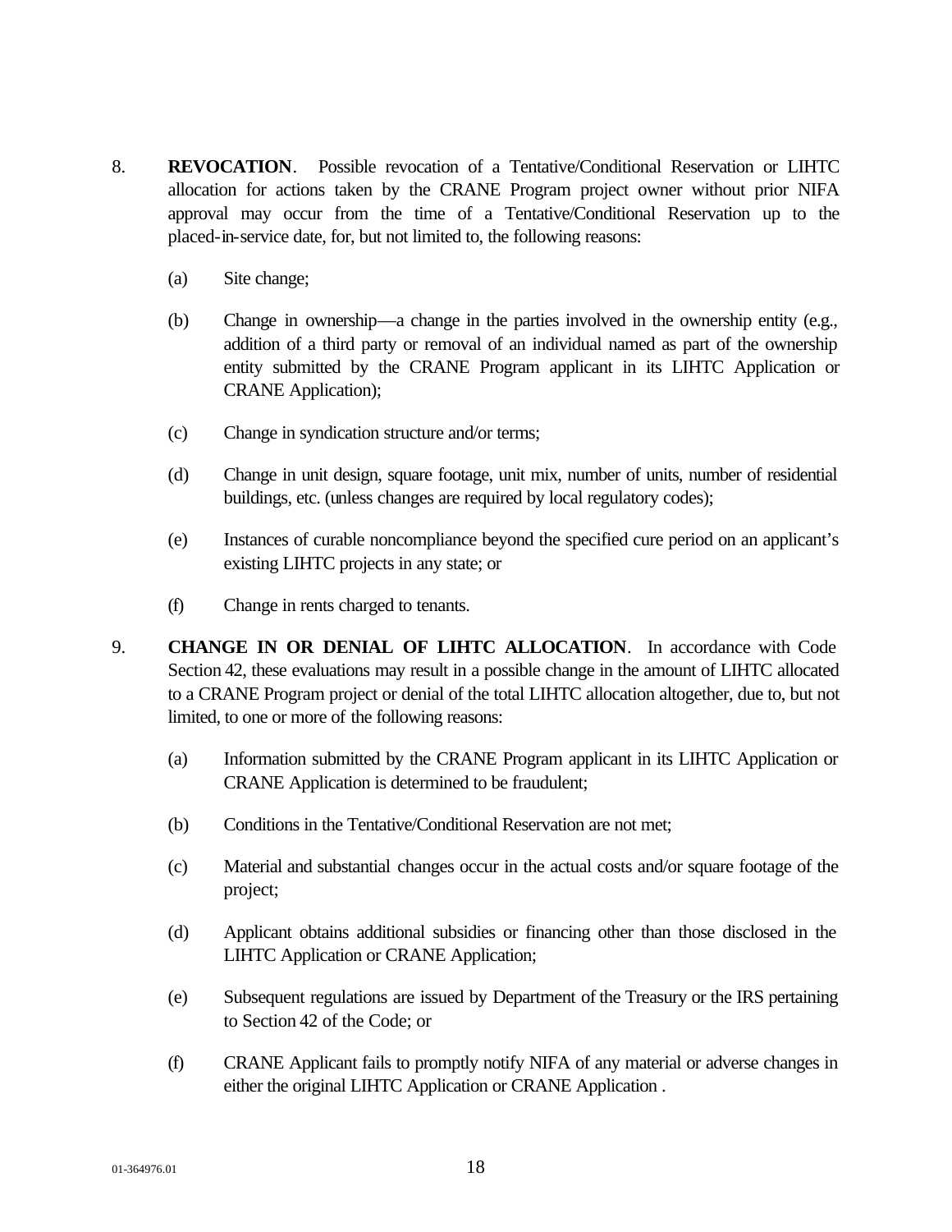8. **REVOCATION**. Possible revocation of a Tentative/Conditional Reservation or LIHTC allocation for actions taken by the CRANE Program project owner without prior NIFA approval may occur from the time of a Tentative/Conditional Reservation up to the placed-in-service date, for, but not limited to, the following reasons:

   (a) Site change;

   (b) Change in ownership—a change in the parties involved in the ownership entity (e.g., addition of a third party or removal of an individual named as part of the ownership entity submitted by the CRANE Program applicant in its LIHTC Application or CRANE Application);

   (c) Change in syndication structure and/or terms;

   (d) Change in unit design, square footage, unit mix, number of units, number of residential buildings, etc. (unless changes are required by local regulatory codes);

   (e) Instances of curable noncompliance beyond the specified cure period on an applicant's existing LIHTC projects in any state; or

   (f) Change in rents charged to tenants.

9. **CHANGE IN OR DENIAL OF LIHTC ALLOCATION**. In accordance with Code Section 42, these evaluations may result in a possible change in the amount of LIHTC allocated to a CRANE Program project or denial of the total LIHTC allocation altogether, due to, but not limited, to one or more of the following reasons:

   (a) Information submitted by the CRANE Program applicant in its LIHTC Application or CRANE Application is determined to be fraudulent;

   (b) Conditions in the Tentative/Conditional Reservation are not met;

   (c) Material and substantial changes occur in the actual costs and/or square footage of the project;

   (d) Applicant obtains additional subsidies or financing other than those disclosed in the LIHTC Application or CRANE Application;

   (e) Subsequent regulations are issued by Department of the Treasury or the IRS pertaining to Section 42 of the Code; or

   (f) CRANE Applicant fails to promptly notify NIFA of any material or adverse changes in either the original LIHTC Application or CRANE Application .

01-364976.01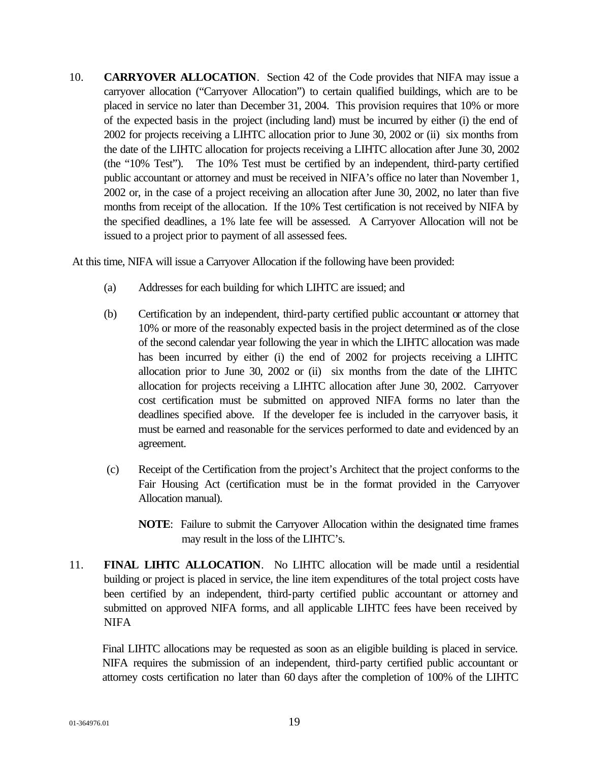10. **CARRYOVER ALLOCATION**. Section 42 of the Code provides that NIFA may issue a carryover allocation ("Carryover Allocation") to certain qualified buildings, which are to be placed in service no later than December 31, 2004. This provision requires that 10% or more of the expected basis in the project (including land) must be incurred by either (i) the end of 2002 for projects receiving a LIHTC allocation prior to June 30, 2002 or (ii) six months from the date of the LIHTC allocation for projects receiving a LIHTC allocation after June 30, 2002 (the "10% Test"). The 10% Test must be certified by an independent, third-party certified public accountant or attorney and must be received in NIFA's office no later than November 1, 2002 or, in the case of a project receiving an allocation after June 30, 2002, no later than five months from receipt of the allocation. If the 10% Test certification is not received by NIFA by the specified deadlines, a 1% late fee will be assessed. A Carryover Allocation will not be issued to a project prior to payment of all assessed fees.

At this time, NIFA will issue a Carryover Allocation if the following have been provided:

(a) Addresses for each building for which LIHTC are issued; and

(b) Certification by an independent, third-party certified public accountant or attorney that 10% or more of the reasonably expected basis in the project determined as of the close of the second calendar year following the year in which the LIHTC allocation was made has been incurred by either (i) the end of 2002 for projects receiving a LIHTC allocation prior to June 30, 2002 or (ii) six months from the date of the LIHTC allocation for projects receiving a LIHTC allocation after June 30, 2002. Carryover cost certification must be submitted on approved NIFA forms no later than the deadlines specified above. If the developer fee is included in the carryover basis, it must be earned and reasonable for the services performed to date and evidenced by an agreement.

(c) Receipt of the Certification from the project's Architect that the project conforms to the Fair Housing Act (certification must be in the format provided in the Carryover Allocation manual).

**NOTE**: Failure to submit the Carryover Allocation within the designated time frames may result in the loss of the LIHTC's.

11. **FINAL LIHTC ALLOCATION**. No LIHTC allocation will be made until a residential building or project is placed in service, the line item expenditures of the total project costs have been certified by an independent, third-party certified public accountant or attorney and submitted on approved NIFA forms, and all applicable LIHTC fees have been received by NIFA

Final LIHTC allocations may be requested as soon as an eligible building is placed in service. NIFA requires the submission of an independent, third-party certified public accountant or attorney costs certification no later than 60 days after the completion of 100% of the LIHTC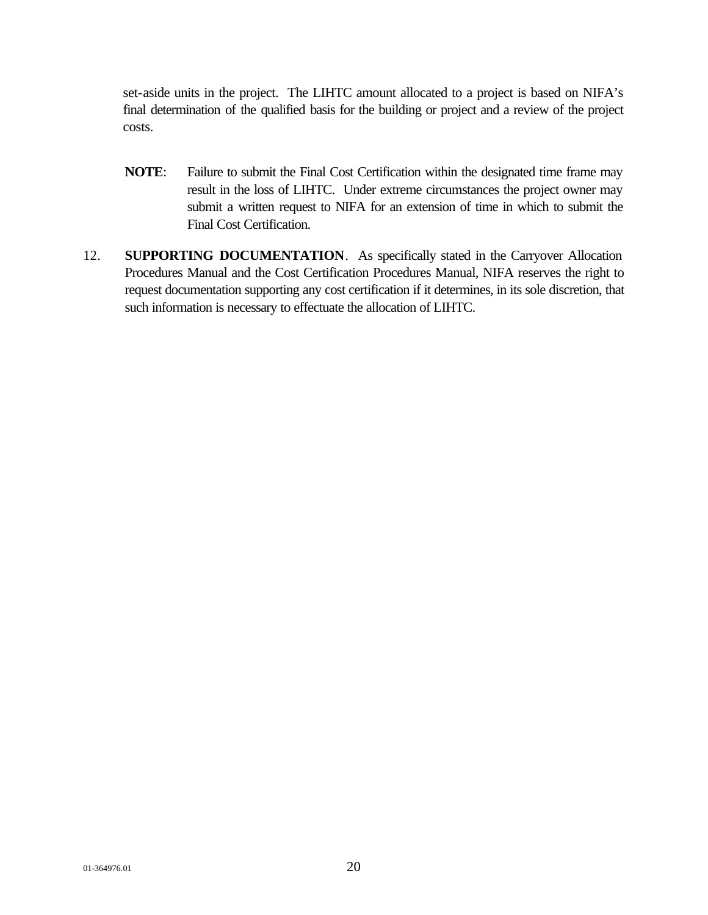set-aside units in the project. The LIHTC amount allocated to a project is based on NIFA's final determination of the qualified basis for the building or project and a review of the project costs.

**NOTE**: Failure to submit the Final Cost Certification within the designated time frame may result in the loss of LIHTC. Under extreme circumstances the project owner may submit a written request to NIFA for an extension of time in which to submit the Final Cost Certification.

12. **SUPPORTING DOCUMENTATION**. As specifically stated in the Carryover Allocation Procedures Manual and the Cost Certification Procedures Manual, NIFA reserves the right to request documentation supporting any cost certification if it determines, in its sole discretion, that such information is necessary to effectuate the allocation of LIHTC.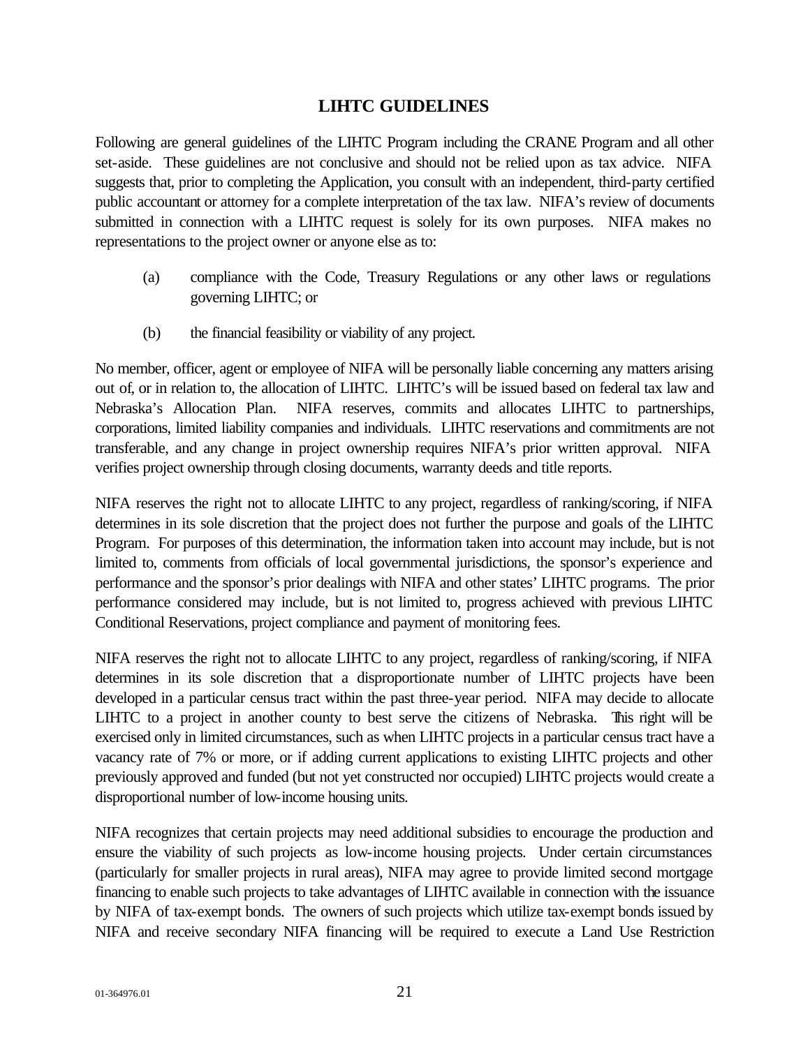## LIHTC GUIDELINES

Following are general guidelines of the LIHTC Program including the CRANE Program and all other set-aside. These guidelines are not conclusive and should not be relied upon as tax advice. NIFA suggests that, prior to completing the Application, you consult with an independent, third-party certified public accountant or attorney for a complete interpretation of the tax law. NIFA's review of documents submitted in connection with a LIHTC request is solely for its own purposes. NIFA makes no representations to the project owner or anyone else as to:

(a) compliance with the Code, Treasury Regulations or any other laws or regulations governing LIHTC; or

(b) the financial feasibility or viability of any project.

No member, officer, agent or employee of NIFA will be personally liable concerning any matters arising out of, or in relation to, the allocation of LIHTC. LIHTC's will be issued based on federal tax law and Nebraska's Allocation Plan. NIFA reserves, commits and allocates LIHTC to partnerships, corporations, limited liability companies and individuals. LIHTC reservations and commitments are not transferable, and any change in project ownership requires NIFA's prior written approval. NIFA verifies project ownership through closing documents, warranty deeds and title reports.

NIFA reserves the right not to allocate LIHTC to any project, regardless of ranking/scoring, if NIFA determines in its sole discretion that the project does not further the purpose and goals of the LIHTC Program. For purposes of this determination, the information taken into account may include, but is not limited to, comments from officials of local governmental jurisdictions, the sponsor's experience and performance and the sponsor's prior dealings with NIFA and other states' LIHTC programs. The prior performance considered may include, but is not limited to, progress achieved with previous LIHTC Conditional Reservations, project compliance and payment of monitoring fees.

NIFA reserves the right not to allocate LIHTC to any project, regardless of ranking/scoring, if NIFA determines in its sole discretion that a disproportionate number of LIHTC projects have been developed in a particular census tract within the past three-year period. NIFA may decide to allocate LIHTC to a project in another county to best serve the citizens of Nebraska. This right will be exercised only in limited circumstances, such as when LIHTC projects in a particular census tract have a vacancy rate of 7% or more, or if adding current applications to existing LIHTC projects and other previously approved and funded (but not yet constructed nor occupied) LIHTC projects would create a disproportional number of low-income housing units.

NIFA recognizes that certain projects may need additional subsidies to encourage the production and ensure the viability of such projects as low-income housing projects. Under certain circumstances (particularly for smaller projects in rural areas), NIFA may agree to provide limited second mortgage financing to enable such projects to take advantages of LIHTC available in connection with the issuance by NIFA of tax-exempt bonds. The owners of such projects which utilize tax-exempt bonds issued by NIFA and receive secondary NIFA financing will be required to execute a Land Use Restriction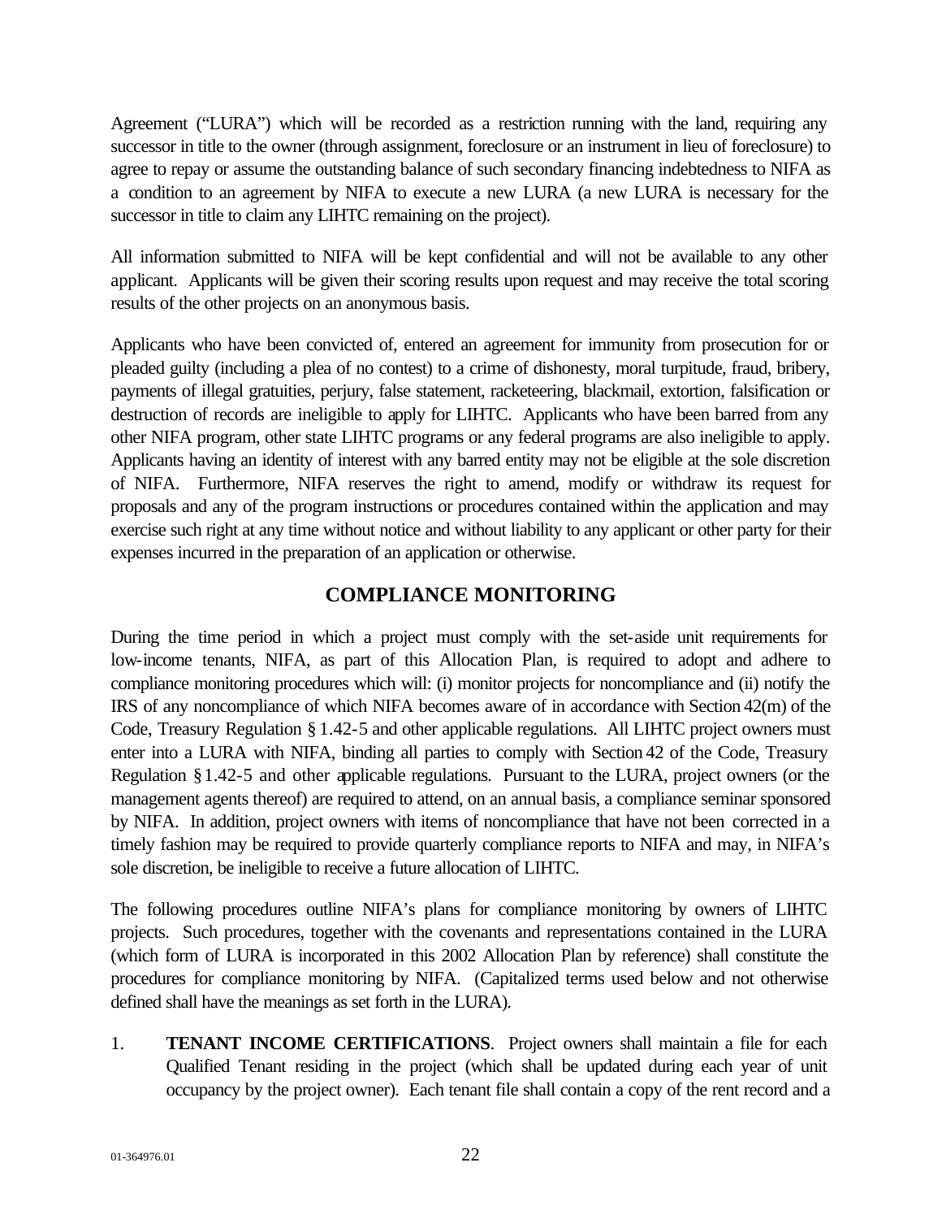Agreement ("LURA") which will be recorded as a restriction running with the land, requiring any successor in title to the owner (through assignment, foreclosure or an instrument in lieu of foreclosure) to agree to repay or assume the outstanding balance of such secondary financing indebtedness to NIFA as a condition to an agreement by NIFA to execute a new LURA (a new LURA is necessary for the successor in title to claim any LIHTC remaining on the project).

All information submitted to NIFA will be kept confidential and will not be available to any other applicant. Applicants will be given their scoring results upon request and may receive the total scoring results of the other projects on an anonymous basis.

Applicants who have been convicted of, entered an agreement for immunity from prosecution for or pleaded guilty (including a plea of no contest) to a crime of dishonesty, moral turpitude, fraud, bribery, payments of illegal gratuities, perjury, false statement, racketeering, blackmail, extortion, falsification or destruction of records are ineligible to apply for LIHTC. Applicants who have been barred from any other NIFA program, other state LIHTC programs or any federal programs are also ineligible to apply. Applicants having an identity of interest with any barred entity may not be eligible at the sole discretion of NIFA. Furthermore, NIFA reserves the right to amend, modify or withdraw its request for proposals and any of the program instructions or procedures contained within the application and may exercise such right at any time without notice and without liability to any applicant or other party for their expenses incurred in the preparation of an application or otherwise.

## COMPLIANCE MONITORING

During the time period in which a project must comply with the set-aside unit requirements for low-income tenants, NIFA, as part of this Allocation Plan, is required to adopt and adhere to compliance monitoring procedures which will: (i) monitor projects for noncompliance and (ii) notify the IRS of any noncompliance of which NIFA becomes aware of in accordance with Section 42(m) of the Code, Treasury Regulation § 1.42-5 and other applicable regulations. All LIHTC project owners must enter into a LURA with NIFA, binding all parties to comply with Section 42 of the Code, Treasury Regulation § 1.42-5 and other applicable regulations. Pursuant to the LURA, project owners (or the management agents thereof) are required to attend, on an annual basis, a compliance seminar sponsored by NIFA. In addition, project owners with items of noncompliance that have not been corrected in a timely fashion may be required to provide quarterly compliance reports to NIFA and may, in NIFA's sole discretion, be ineligible to receive a future allocation of LIHTC.

The following procedures outline NIFA's plans for compliance monitoring by owners of LIHTC projects. Such procedures, together with the covenants and representations contained in the LURA (which form of LURA is incorporated in this 2002 Allocation Plan by reference) shall constitute the procedures for compliance monitoring by NIFA. (Capitalized terms used below and not otherwise defined shall have the meanings as set forth in the LURA).

1. **TENANT INCOME CERTIFICATIONS**. Project owners shall maintain a file for each Qualified Tenant residing in the project (which shall be updated during each year of unit occupancy by the project owner). Each tenant file shall contain a copy of the rent record and a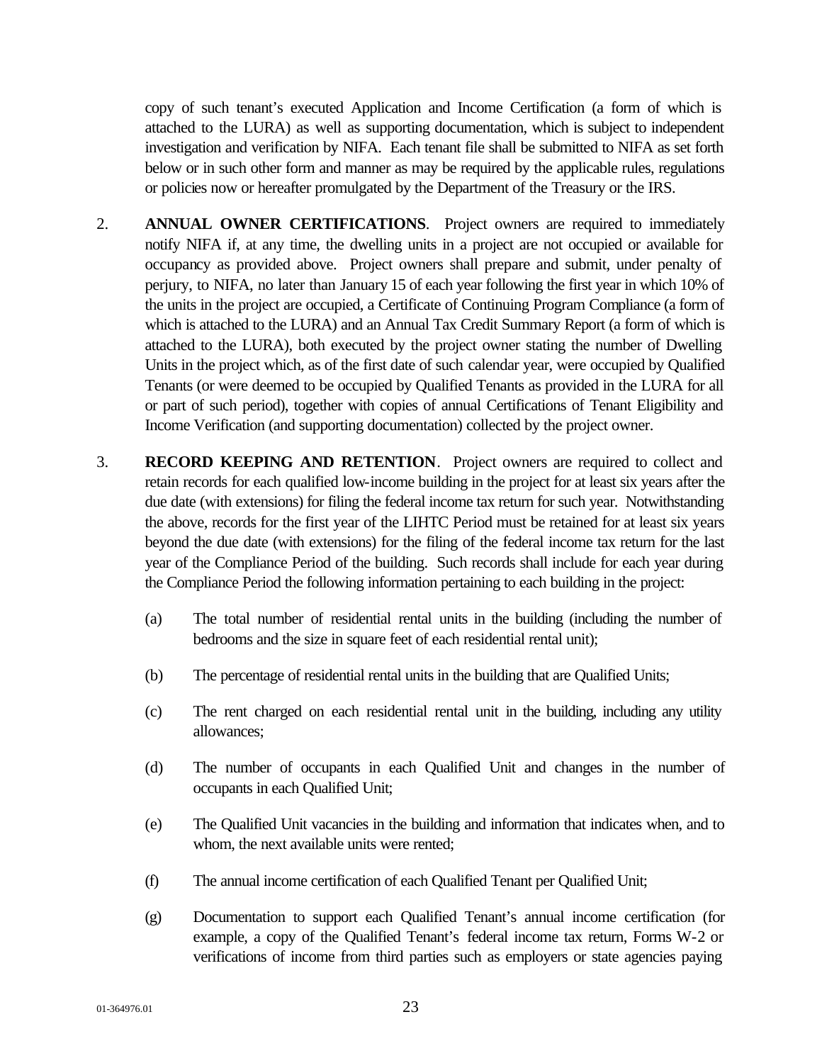copy of such tenant's executed Application and Income Certification (a form of which is attached to the LURA) as well as supporting documentation, which is subject to independent investigation and verification by NIFA. Each tenant file shall be submitted to NIFA as set forth below or in such other form and manner as may be required by the applicable rules, regulations or policies now or hereafter promulgated by the Department of the Treasury or the IRS.

2. **ANNUAL OWNER CERTIFICATIONS**. Project owners are required to immediately notify NIFA if, at any time, the dwelling units in a project are not occupied or available for occupancy as provided above. Project owners shall prepare and submit, under penalty of perjury, to NIFA, no later than January 15 of each year following the first year in which 10% of the units in the project are occupied, a Certificate of Continuing Program Compliance (a form of which is attached to the LURA) and an Annual Tax Credit Summary Report (a form of which is attached to the LURA), both executed by the project owner stating the number of Dwelling Units in the project which, as of the first date of such calendar year, were occupied by Qualified Tenants (or were deemed to be occupied by Qualified Tenants as provided in the LURA for all or part of such period), together with copies of annual Certifications of Tenant Eligibility and Income Verification (and supporting documentation) collected by the project owner.

3. **RECORD KEEPING AND RETENTION**. Project owners are required to collect and retain records for each qualified low-income building in the project for at least six years after the due date (with extensions) for filing the federal income tax return for such year. Notwithstanding the above, records for the first year of the LIHTC Period must be retained for at least six years beyond the due date (with extensions) for the filing of the federal income tax return for the last year of the Compliance Period of the building. Such records shall include for each year during the Compliance Period the following information pertaining to each building in the project:

   (a) The total number of residential rental units in the building (including the number of bedrooms and the size in square feet of each residential rental unit);

   (b) The percentage of residential rental units in the building that are Qualified Units;

   (c) The rent charged on each residential rental unit in the building, including any utility allowances;

   (d) The number of occupants in each Qualified Unit and changes in the number of occupants in each Qualified Unit;

   (e) The Qualified Unit vacancies in the building and information that indicates when, and to whom, the next available units were rented;

   (f) The annual income certification of each Qualified Tenant per Qualified Unit;

   (g) Documentation to support each Qualified Tenant's annual income certification (for example, a copy of the Qualified Tenant's federal income tax return, Forms W-2 or verifications of income from third parties such as employers or state agencies paying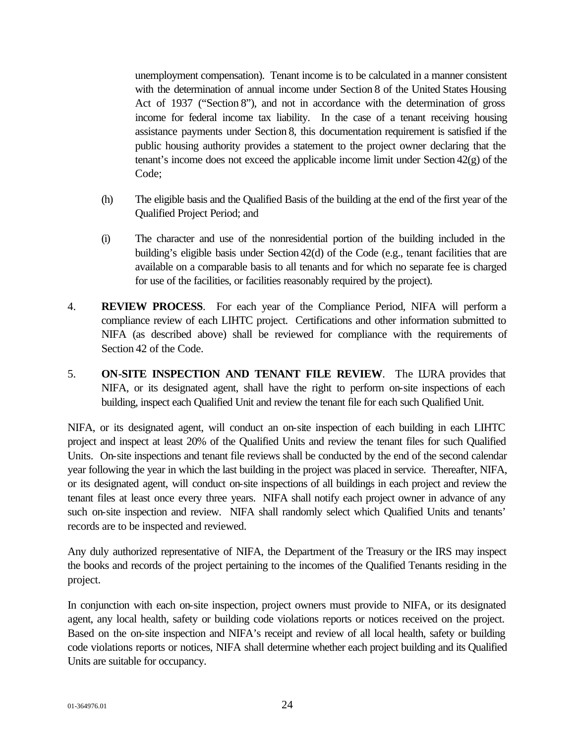unemployment compensation). Tenant income is to be calculated in a manner consistent with the determination of annual income under Section 8 of the United States Housing Act of 1937 ("Section 8"), and not in accordance with the determination of gross income for federal income tax liability. In the case of a tenant receiving housing assistance payments under Section 8, this documentation requirement is satisfied if the public housing authority provides a statement to the project owner declaring that the tenant's income does not exceed the applicable income limit under Section 42(g) of the Code;

(h) The eligible basis and the Qualified Basis of the building at the end of the first year of the Qualified Project Period; and

(i) The character and use of the nonresidential portion of the building included in the building's eligible basis under Section 42(d) of the Code (e.g., tenant facilities that are available on a comparable basis to all tenants and for which no separate fee is charged for use of the facilities, or facilities reasonably required by the project).

4. **REVIEW PROCESS**. For each year of the Compliance Period, NIFA will perform a compliance review of each LIHTC project. Certifications and other information submitted to NIFA (as described above) shall be reviewed for compliance with the requirements of Section 42 of the Code.

5. **ON-SITE INSPECTION AND TENANT FILE REVIEW**. The LURA provides that NIFA, or its designated agent, shall have the right to perform on-site inspections of each building, inspect each Qualified Unit and review the tenant file for each such Qualified Unit.

NIFA, or its designated agent, will conduct an on-site inspection of each building in each LIHTC project and inspect at least 20% of the Qualified Units and review the tenant files for such Qualified Units. On-site inspections and tenant file reviews shall be conducted by the end of the second calendar year following the year in which the last building in the project was placed in service. Thereafter, NIFA, or its designated agent, will conduct on-site inspections of all buildings in each project and review the tenant files at least once every three years. NIFA shall notify each project owner in advance of any such on-site inspection and review. NIFA shall randomly select which Qualified Units and tenants' records are to be inspected and reviewed.

Any duly authorized representative of NIFA, the Department of the Treasury or the IRS may inspect the books and records of the project pertaining to the incomes of the Qualified Tenants residing in the project.

In conjunction with each on-site inspection, project owners must provide to NIFA, or its designated agent, any local health, safety or building code violations reports or notices received on the project. Based on the on-site inspection and NIFA's receipt and review of all local health, safety or building code violations reports or notices, NIFA shall determine whether each project building and its Qualified Units are suitable for occupancy.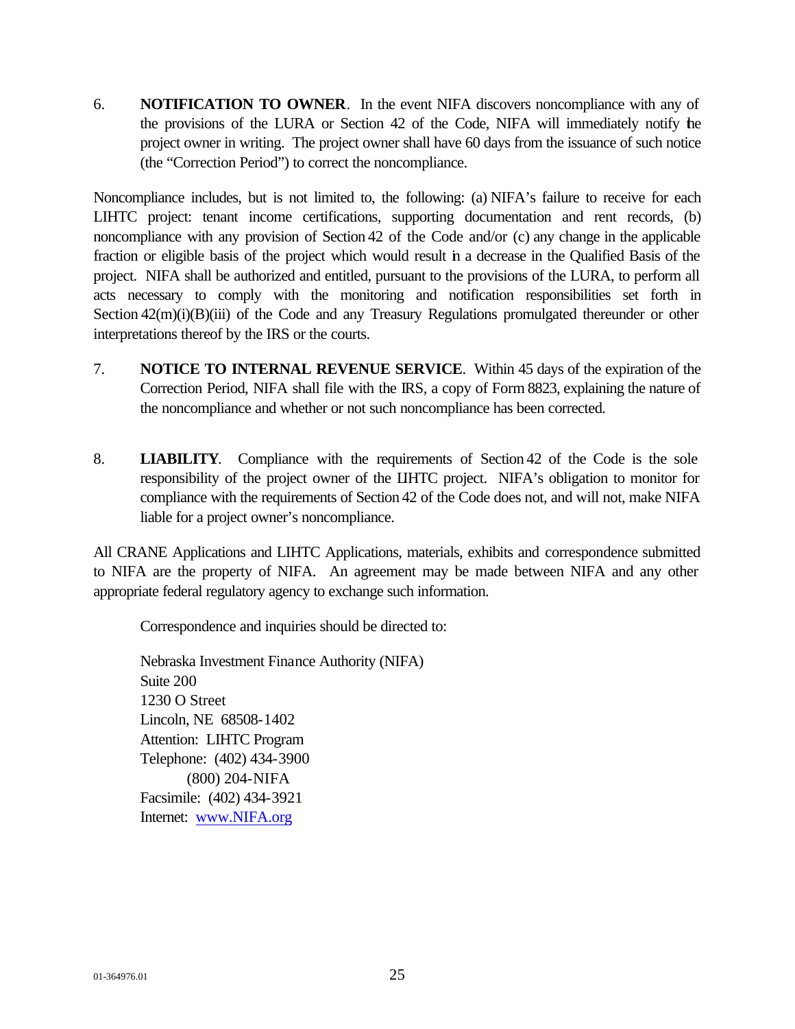6. **NOTIFICATION TO OWNER**. In the event NIFA discovers noncompliance with any of the provisions of the LURA or Section 42 of the Code, NIFA will immediately notify the project owner in writing. The project owner shall have 60 days from the issuance of such notice (the "Correction Period") to correct the noncompliance.

Noncompliance includes, but is not limited to, the following: (a) NIFA's failure to receive for each LIHTC project: tenant income certifications, supporting documentation and rent records, (b) noncompliance with any provision of Section 42 of the Code and/or (c) any change in the applicable fraction or eligible basis of the project which would result in a decrease in the Qualified Basis of the project. NIFA shall be authorized and entitled, pursuant to the provisions of the LURA, to perform all acts necessary to comply with the monitoring and notification responsibilities set forth in Section 42(m)(i)(B)(iii) of the Code and any Treasury Regulations promulgated thereunder or other interpretations thereof by the IRS or the courts.

7. **NOTICE TO INTERNAL REVENUE SERVICE**. Within 45 days of the expiration of the Correction Period, NIFA shall file with the IRS, a copy of Form 8823, explaining the nature of the noncompliance and whether or not such noncompliance has been corrected.

8. **LIABILITY**. Compliance with the requirements of Section 42 of the Code is the sole responsibility of the project owner of the LIHTC project. NIFA's obligation to monitor for compliance with the requirements of Section 42 of the Code does not, and will not, make NIFA liable for a project owner's noncompliance.

All CRANE Applications and LIHTC Applications, materials, exhibits and correspondence submitted to NIFA are the property of NIFA. An agreement may be made between NIFA and any other appropriate federal regulatory agency to exchange such information.

Correspondence and inquiries should be directed to:

Nebraska Investment Finance Authority (NIFA)
Suite 200
1230 O Street
Lincoln, NE 68508-1402
Attention: LIHTC Program
Telephone: (402) 434-3900
(800) 204-NIFA
Facsimile: (402) 434-3921
Internet: [www.NIFA.org](http://www.NIFA.org)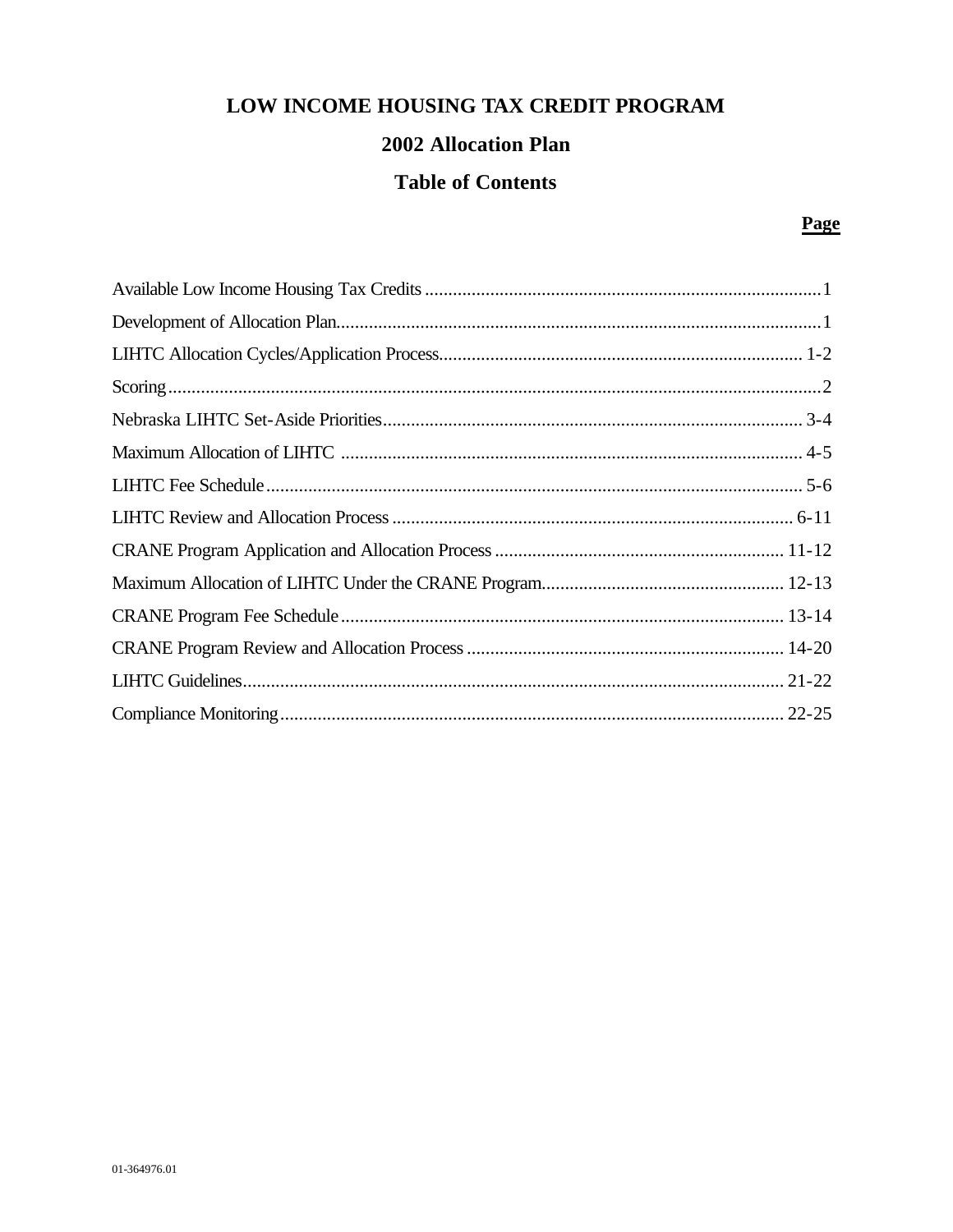# LOW INCOME HOUSING TAX CREDIT PROGRAM

## 2002 Allocation Plan

## Table of Contents

| | Page |
|---|---|
| Available Low Income Housing Tax Credits | 1 |
| Development of Allocation Plan | 1 |
| LIHTC Allocation Cycles/Application Process | 1-2 |
| Scoring | 2 |
| Nebraska LIHTC Set-Aside Priorities | 3-4 |
| Maximum Allocation of LIHTC | 4-5 |
| LIHTC Fee Schedule | 5-6 |
| LIHTC Review and Allocation Process | 6-11 |
| CRANE Program Application and Allocation Process | 11-12 |
| Maximum Allocation of LIHTC Under the CRANE Program | 12-13 |
| CRANE Program Fee Schedule | 13-14 |
| CRANE Program Review and Allocation Process | 14-20 |
| LIHTC Guidelines | 21-22 |
| Compliance Monitoring | 22-25 |

01-364976.01